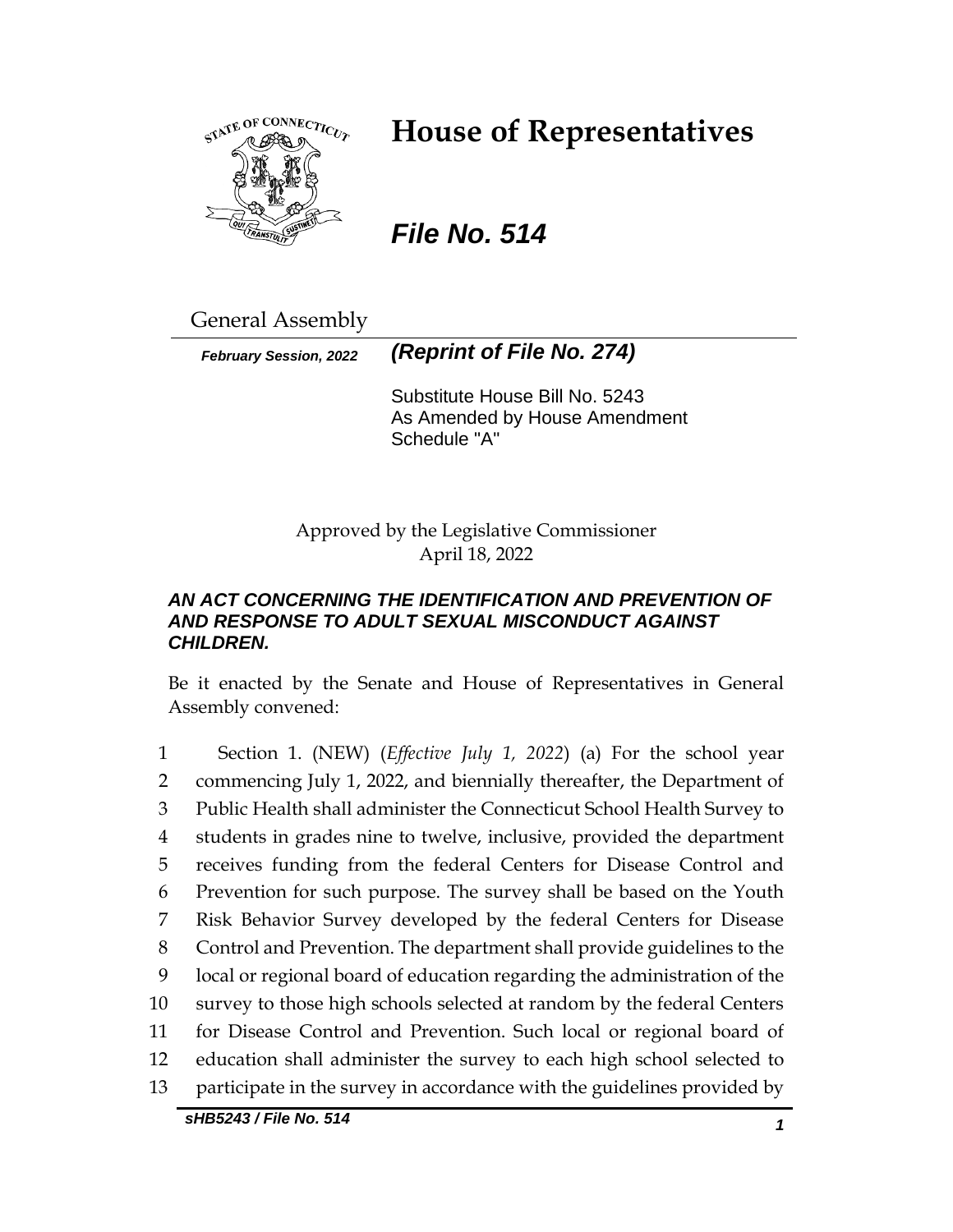# House of Representatives

***File No. 514***

General Assembly

***February Session, 2022*** ***(Reprint of File No. 274)***

Substitute House Bill No. 5243
As Amended by House Amendment Schedule "A"

Approved by the Legislative Commissioner
April 18, 2022

***AN ACT CONCERNING THE IDENTIFICATION AND PREVENTION OF AND RESPONSE TO ADULT SEXUAL MISCONDUCT AGAINST CHILDREN.***

Be it enacted by the Senate and House of Representatives in General Assembly convened:

1 Section 1. (NEW) (*Effective July 1, 2022*) (a) For the school year
2 commencing July 1, 2022, and biennially thereafter, the Department of
3 Public Health shall administer the Connecticut School Health Survey to
4 students in grades nine to twelve, inclusive, provided the department
5 receives funding from the federal Centers for Disease Control and
6 Prevention for such purpose. The survey shall be based on the Youth
7 Risk Behavior Survey developed by the federal Centers for Disease
8 Control and Prevention. The department shall provide guidelines to the
9 local or regional board of education regarding the administration of the
10 survey to those high schools selected at random by the federal Centers
11 for Disease Control and Prevention. Such local or regional board of
12 education shall administer the survey to each high school selected to
13 participate in the survey in accordance with the guidelines provided by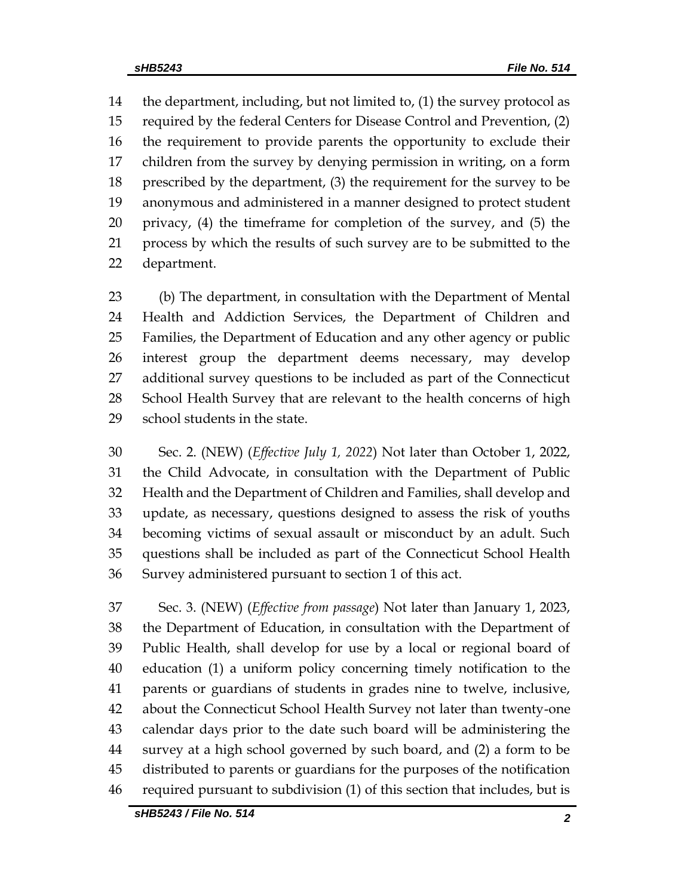the department, including, but not limited to, (1) the survey protocol as required by the federal Centers for Disease Control and Prevention, (2) the requirement to provide parents the opportunity to exclude their children from the survey by denying permission in writing, on a form prescribed by the department, (3) the requirement for the survey to be anonymous and administered in a manner designed to protect student privacy, (4) the timeframe for completion of the survey, and (5) the process by which the results of such survey are to be submitted to the department.

(b) The department, in consultation with the Department of Mental Health and Addiction Services, the Department of Children and Families, the Department of Education and any other agency or public interest group the department deems necessary, may develop additional survey questions to be included as part of the Connecticut School Health Survey that are relevant to the health concerns of high school students in the state.

Sec. 2. (NEW) (*Effective July 1, 2022*) Not later than October 1, 2022, the Child Advocate, in consultation with the Department of Public Health and the Department of Children and Families, shall develop and update, as necessary, questions designed to assess the risk of youths becoming victims of sexual assault or misconduct by an adult. Such questions shall be included as part of the Connecticut School Health Survey administered pursuant to section 1 of this act.

Sec. 3. (NEW) (*Effective from passage*) Not later than January 1, 2023, the Department of Education, in consultation with the Department of Public Health, shall develop for use by a local or regional board of education (1) a uniform policy concerning timely notification to the parents or guardians of students in grades nine to twelve, inclusive, about the Connecticut School Health Survey not later than twenty-one calendar days prior to the date such board will be administering the survey at a high school governed by such board, and (2) a form to be distributed to parents or guardians for the purposes of the notification required pursuant to subdivision (1) of this section that includes, but is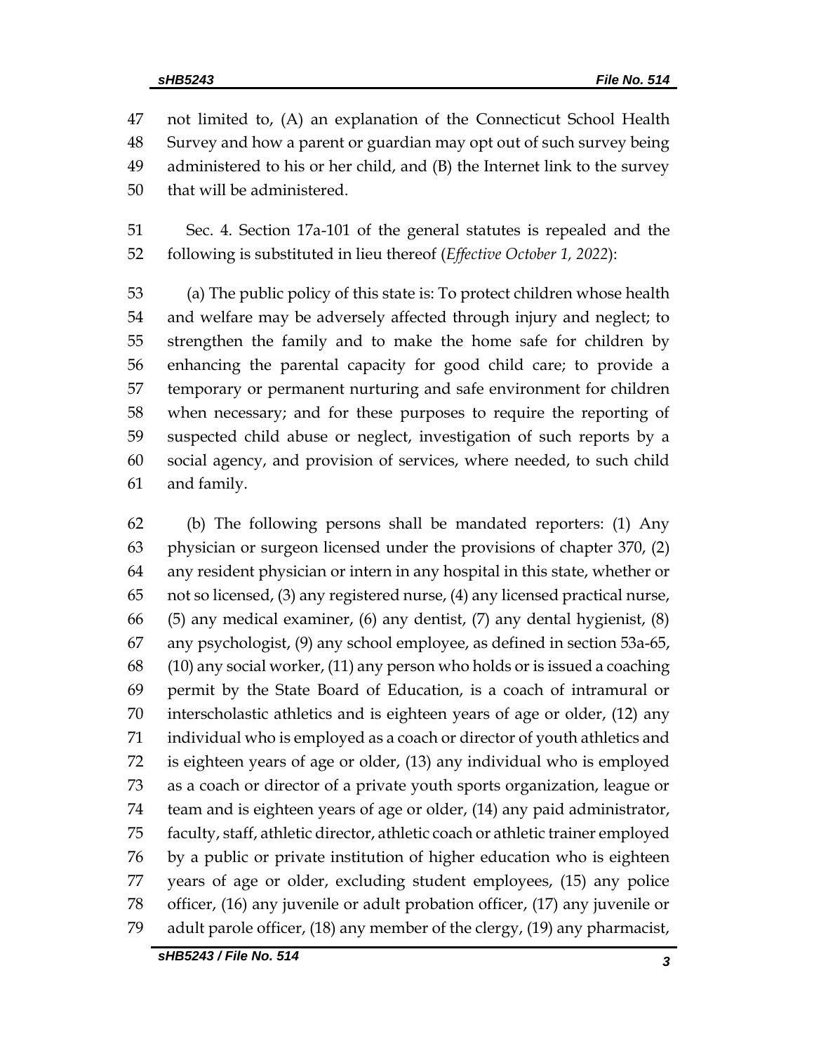not limited to, (A) an explanation of the Connecticut School Health Survey and how a parent or guardian may opt out of such survey being administered to his or her child, and (B) the Internet link to the survey that will be administered.

Sec. 4. Section 17a-101 of the general statutes is repealed and the following is substituted in lieu thereof (*Effective October 1, 2022*):

(a) The public policy of this state is: To protect children whose health and welfare may be adversely affected through injury and neglect; to strengthen the family and to make the home safe for children by enhancing the parental capacity for good child care; to provide a temporary or permanent nurturing and safe environment for children when necessary; and for these purposes to require the reporting of suspected child abuse or neglect, investigation of such reports by a social agency, and provision of services, where needed, to such child and family.

(b) The following persons shall be mandated reporters: (1) Any physician or surgeon licensed under the provisions of chapter 370, (2) any resident physician or intern in any hospital in this state, whether or not so licensed, (3) any registered nurse, (4) any licensed practical nurse, (5) any medical examiner, (6) any dentist, (7) any dental hygienist, (8) any psychologist, (9) any school employee, as defined in section 53a-65, (10) any social worker, (11) any person who holds or is issued a coaching permit by the State Board of Education, is a coach of intramural or interscholastic athletics and is eighteen years of age or older, (12) any individual who is employed as a coach or director of youth athletics and is eighteen years of age or older, (13) any individual who is employed as a coach or director of a private youth sports organization, league or team and is eighteen years of age or older, (14) any paid administrator, faculty, staff, athletic director, athletic coach or athletic trainer employed by a public or private institution of higher education who is eighteen years of age or older, excluding student employees, (15) any police officer, (16) any juvenile or adult probation officer, (17) any juvenile or adult parole officer, (18) any member of the clergy, (19) any pharmacist,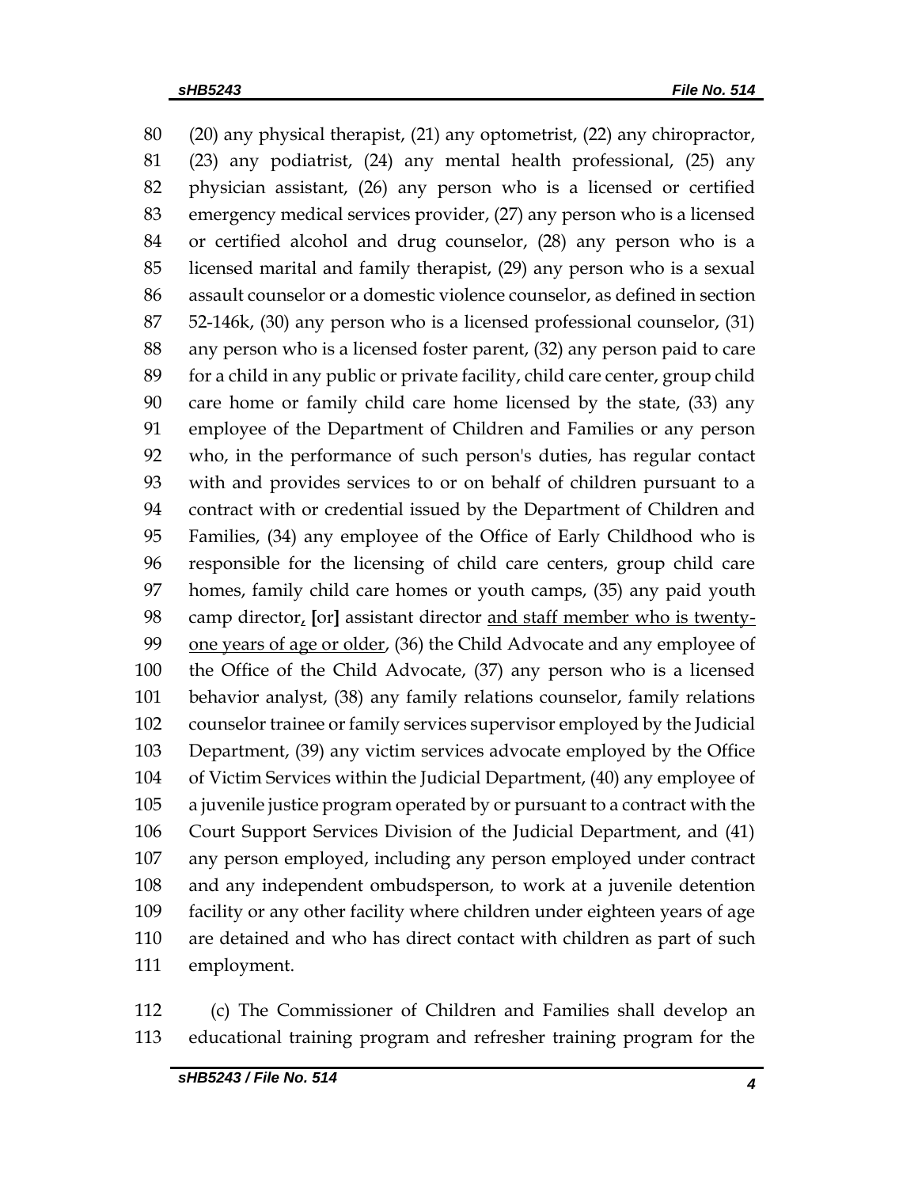80 (20) any physical therapist, (21) any optometrist, (22) any chiropractor,
81 (23) any podiatrist, (24) any mental health professional, (25) any
82 physician assistant, (26) any person who is a licensed or certified
83 emergency medical services provider, (27) any person who is a licensed
84 or certified alcohol and drug counselor, (28) any person who is a
85 licensed marital and family therapist, (29) any person who is a sexual
86 assault counselor or a domestic violence counselor, as defined in section
87 52-146k, (30) any person who is a licensed professional counselor, (31)
88 any person who is a licensed foster parent, (32) any person paid to care
89 for a child in any public or private facility, child care center, group child
90 care home or family child care home licensed by the state, (33) any
91 employee of the Department of Children and Families or any person
92 who, in the performance of such person's duties, has regular contact
93 with and provides services to or on behalf of children pursuant to a
94 contract with or credential issued by the Department of Children and
95 Families, (34) any employee of the Office of Early Childhood who is
96 responsible for the licensing of child care centers, group child care
97 homes, family child care homes or youth camps, (35) any paid youth
98 camp director<u>,</u> **[**or**]** assistant director <u>and staff member who is twenty-</u>
99 <u>one years of age or older</u>, (36) the Child Advocate and any employee of
100 the Office of the Child Advocate, (37) any person who is a licensed
101 behavior analyst, (38) any family relations counselor, family relations
102 counselor trainee or family services supervisor employed by the Judicial
103 Department, (39) any victim services advocate employed by the Office
104 of Victim Services within the Judicial Department, (40) any employee of
105 a juvenile justice program operated by or pursuant to a contract with the
106 Court Support Services Division of the Judicial Department, and (41)
107 any person employed, including any person employed under contract
108 and any independent ombudsperson, to work at a juvenile detention
109 facility or any other facility where children under eighteen years of age
110 are detained and who has direct contact with children as part of such
111 employment.

112 (c) The Commissioner of Children and Families shall develop an
113 educational training program and refresher training program for the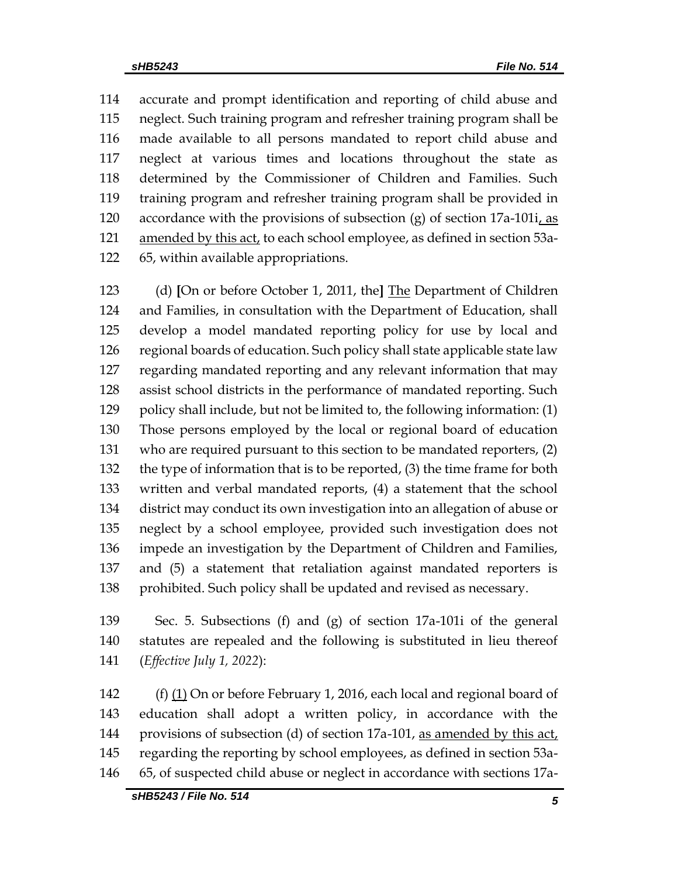accurate and prompt identification and reporting of child abuse and neglect. Such training program and refresher training program shall be made available to all persons mandated to report child abuse and neglect at various times and locations throughout the state as determined by the Commissioner of Children and Families. Such training program and refresher training program shall be provided in accordance with the provisions of subsection (g) of section 17a-101i<u>, as amended by this act,</u> to each school employee, as defined in section 53a-65, within available appropriations.

(d) **[**On or before October 1, 2011, the**]** <u>The</u> Department of Children and Families, in consultation with the Department of Education, shall develop a model mandated reporting policy for use by local and regional boards of education. Such policy shall state applicable state law regarding mandated reporting and any relevant information that may assist school districts in the performance of mandated reporting. Such policy shall include, but not be limited to, the following information: (1) Those persons employed by the local or regional board of education who are required pursuant to this section to be mandated reporters, (2) the type of information that is to be reported, (3) the time frame for both written and verbal mandated reports, (4) a statement that the school district may conduct its own investigation into an allegation of abuse or neglect by a school employee, provided such investigation does not impede an investigation by the Department of Children and Families, and (5) a statement that retaliation against mandated reporters is prohibited. Such policy shall be updated and revised as necessary.

Sec. 5. Subsections (f) and (g) of section 17a-101i of the general statutes are repealed and the following is substituted in lieu thereof (*Effective July 1, 2022*):

(f) <u>(1)</u> On or before February 1, 2016, each local and regional board of education shall adopt a written policy, in accordance with the provisions of subsection (d) of section 17a-101, <u>as amended by this act,</u> regarding the reporting by school employees, as defined in section 53a-65, of suspected child abuse or neglect in accordance with sections 17a-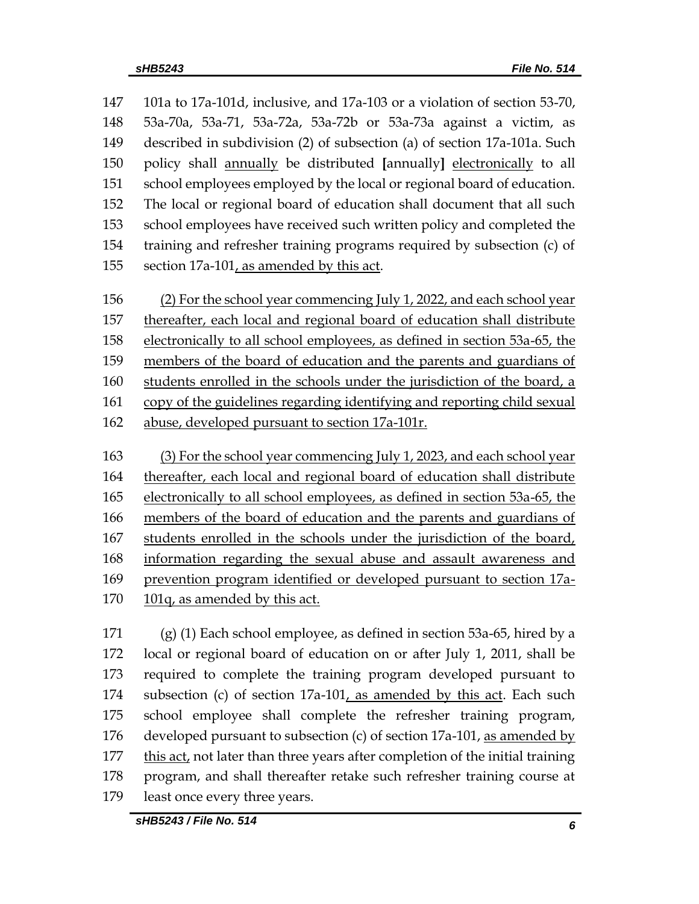101a to 17a-101d, inclusive, and 17a-103 or a violation of section 53-70, 53a-70a, 53a-71, 53a-72a, 53a-72b or 53a-73a against a victim, as described in subdivision (2) of subsection (a) of section 17a-101a. Such policy shall <u>annually</u> be distributed **[**annually**]** <u>electronically</u> to all school employees employed by the local or regional board of education. The local or regional board of education shall document that all such school employees have received such written policy and completed the training and refresher training programs required by subsection (c) of section 17a-101<u>, as amended by this act</u>.

<u>(2) For the school year commencing July 1, 2022, and each school year thereafter, each local and regional board of education shall distribute electronically to all school employees, as defined in section 53a-65, the members of the board of education and the parents and guardians of students enrolled in the schools under the jurisdiction of the board, a copy of the guidelines regarding identifying and reporting child sexual abuse, developed pursuant to section 17a-101r.</u>

<u>(3) For the school year commencing July 1, 2023, and each school year thereafter, each local and regional board of education shall distribute electronically to all school employees, as defined in section 53a-65, the members of the board of education and the parents and guardians of students enrolled in the schools under the jurisdiction of the board, information regarding the sexual abuse and assault awareness and prevention program identified or developed pursuant to section 17a-101q, as amended by this act.</u>

(g) (1) Each school employee, as defined in section 53a-65, hired by a local or regional board of education on or after July 1, 2011, shall be required to complete the training program developed pursuant to subsection (c) of section 17a-101<u>, as amended by this act</u>. Each such school employee shall complete the refresher training program, developed pursuant to subsection (c) of section 17a-101, <u>as amended by this act,</u> not later than three years after completion of the initial training program, and shall thereafter retake such refresher training course at least once every three years.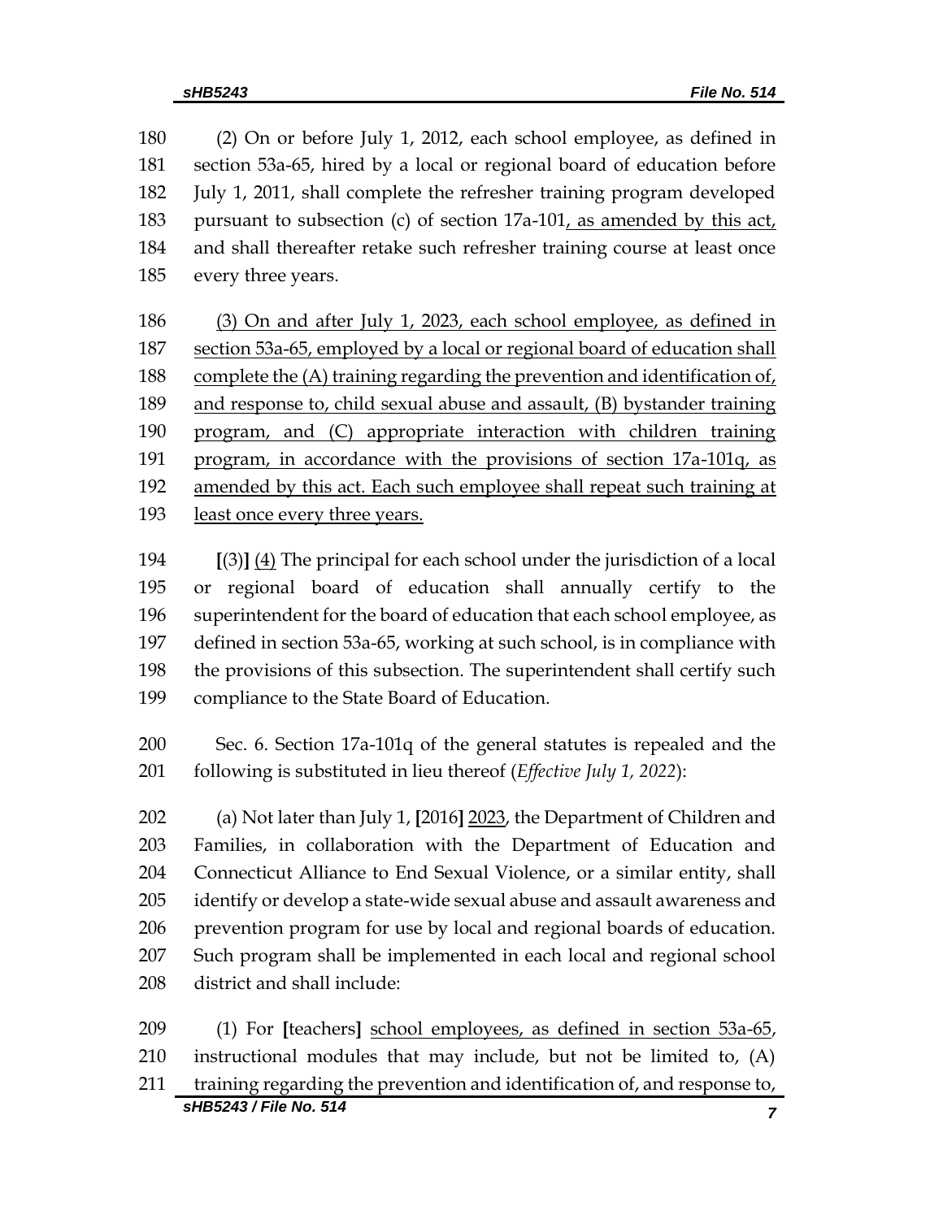180 (2) On or before July 1, 2012, each school employee, as defined in
181 section 53a-65, hired by a local or regional board of education before
182 July 1, 2011, shall complete the refresher training program developed
183 pursuant to subsection (c) of section 17a-101<u>, as amended by this act,</u>
184 and shall thereafter retake such refresher training course at least once
185 every three years.

186 <u>(3) On and after July 1, 2023, each school employee, as defined in</u>
187 <u>section 53a-65, employed by a local or regional board of education shall</u>
188 <u>complete the (A) training regarding the prevention and identification of,</u>
189 <u>and response to, child sexual abuse and assault, (B) bystander training</u>
190 <u>program, and (C) appropriate interaction with children training</u>
191 <u>program, in accordance with the provisions of section 17a-101q, as</u>
192 <u>amended by this act. Each such employee shall repeat such training at</u>
193 <u>least once every three years.</u>

194 **[**(3)**]** <u>(4)</u> The principal for each school under the jurisdiction of a local
195 or regional board of education shall annually certify to the
196 superintendent for the board of education that each school employee, as
197 defined in section 53a-65, working at such school, is in compliance with
198 the provisions of this subsection. The superintendent shall certify such
199 compliance to the State Board of Education.

200 Sec. 6. Section 17a-101q of the general statutes is repealed and the
201 following is substituted in lieu thereof (*Effective July 1, 2022*):

202 (a) Not later than July 1, **[**2016**]** <u>2023</u>, the Department of Children and
203 Families, in collaboration with the Department of Education and
204 Connecticut Alliance to End Sexual Violence, or a similar entity, shall
205 identify or develop a state-wide sexual abuse and assault awareness and
206 prevention program for use by local and regional boards of education.
207 Such program shall be implemented in each local and regional school
208 district and shall include:

209 (1) For **[**teachers**]** <u>school employees, as defined in section 53a-65</u>,
210 instructional modules that may include, but not be limited to, (A)
211 training regarding the prevention and identification of, and response to,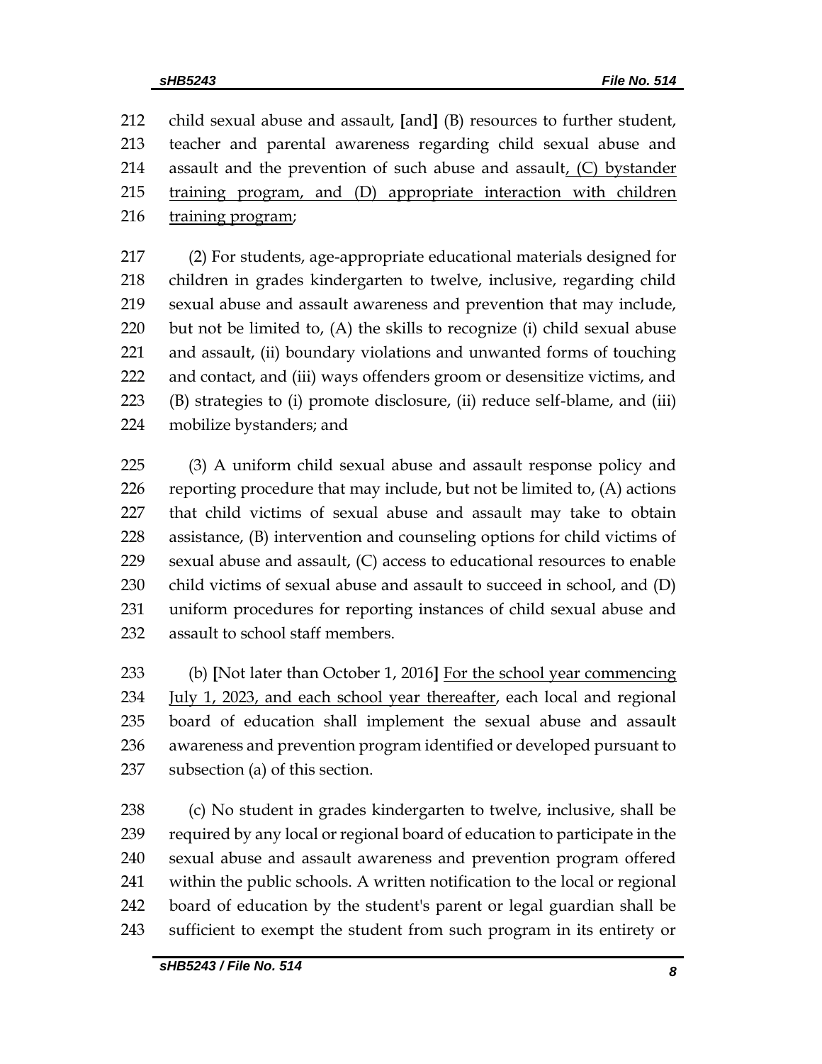212 child sexual abuse and assault, **[**and**]** (B) resources to further student,
213 teacher and parental awareness regarding child sexual abuse and
214 assault and the prevention of such abuse and assault<u>, (C) bystander</u>
215 <u>training program, and (D) appropriate interaction with children</u>
216 <u>training program</u>;

217 (2) For students, age-appropriate educational materials designed for
218 children in grades kindergarten to twelve, inclusive, regarding child
219 sexual abuse and assault awareness and prevention that may include,
220 but not be limited to, (A) the skills to recognize (i) child sexual abuse
221 and assault, (ii) boundary violations and unwanted forms of touching
222 and contact, and (iii) ways offenders groom or desensitize victims, and
223 (B) strategies to (i) promote disclosure, (ii) reduce self-blame, and (iii)
224 mobilize bystanders; and

225 (3) A uniform child sexual abuse and assault response policy and
226 reporting procedure that may include, but not be limited to, (A) actions
227 that child victims of sexual abuse and assault may take to obtain
228 assistance, (B) intervention and counseling options for child victims of
229 sexual abuse and assault, (C) access to educational resources to enable
230 child victims of sexual abuse and assault to succeed in school, and (D)
231 uniform procedures for reporting instances of child sexual abuse and
232 assault to school staff members.

233 (b) **[**Not later than October 1, 2016**]** <u>For the school year commencing</u>
234 <u>July 1, 2023, and each school year thereafter</u>, each local and regional
235 board of education shall implement the sexual abuse and assault
236 awareness and prevention program identified or developed pursuant to
237 subsection (a) of this section.

238 (c) No student in grades kindergarten to twelve, inclusive, shall be
239 required by any local or regional board of education to participate in the
240 sexual abuse and assault awareness and prevention program offered
241 within the public schools. A written notification to the local or regional
242 board of education by the student's parent or legal guardian shall be
243 sufficient to exempt the student from such program in its entirety or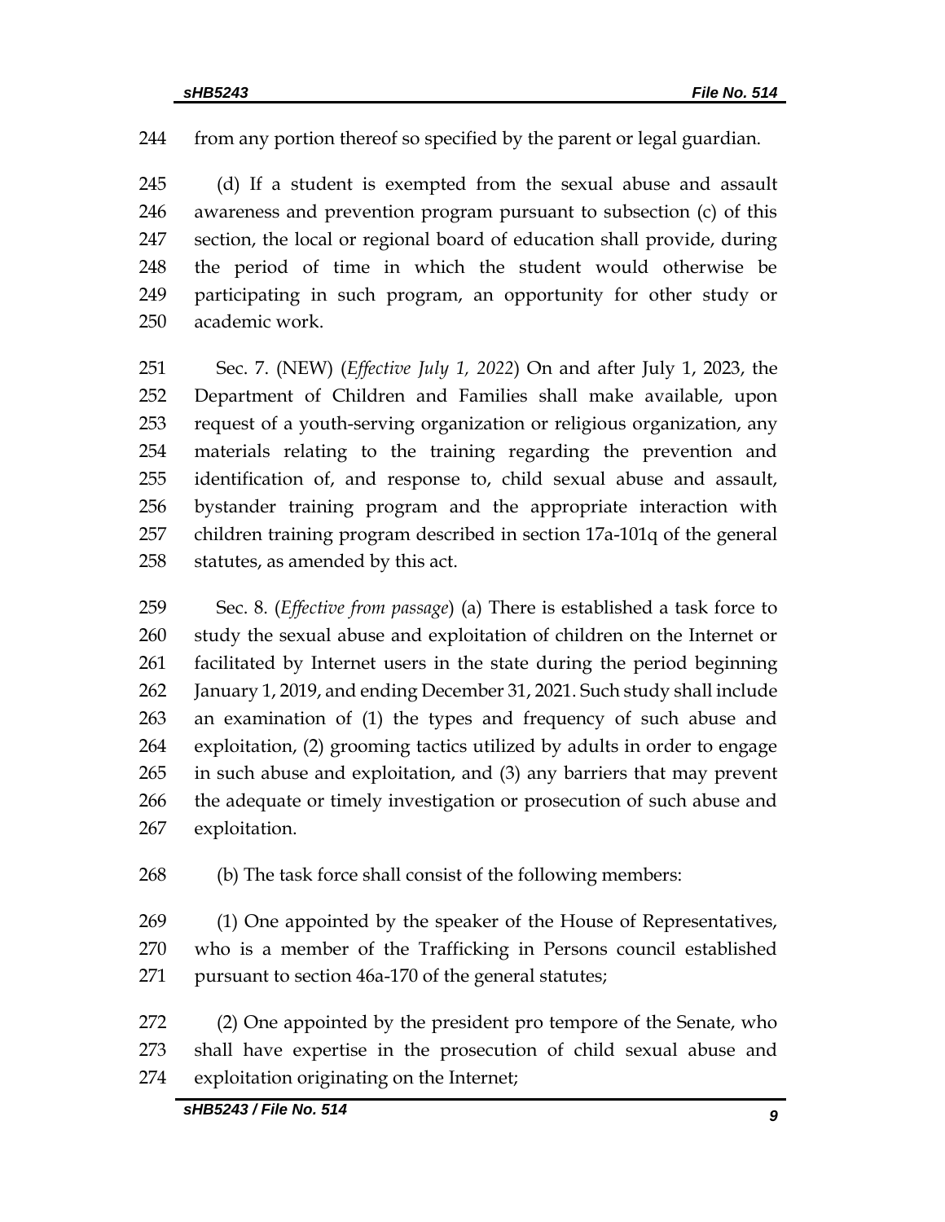from any portion thereof so specified by the parent or legal guardian.

(d) If a student is exempted from the sexual abuse and assault awareness and prevention program pursuant to subsection (c) of this section, the local or regional board of education shall provide, during the period of time in which the student would otherwise be participating in such program, an opportunity for other study or academic work.

Sec. 7. (NEW) (*Effective July 1, 2022*) On and after July 1, 2023, the Department of Children and Families shall make available, upon request of a youth-serving organization or religious organization, any materials relating to the training regarding the prevention and identification of, and response to, child sexual abuse and assault, bystander training program and the appropriate interaction with children training program described in section 17a-101q of the general statutes, as amended by this act.

Sec. 8. (*Effective from passage*) (a) There is established a task force to study the sexual abuse and exploitation of children on the Internet or facilitated by Internet users in the state during the period beginning January 1, 2019, and ending December 31, 2021. Such study shall include an examination of (1) the types and frequency of such abuse and exploitation, (2) grooming tactics utilized by adults in order to engage in such abuse and exploitation, and (3) any barriers that may prevent the adequate or timely investigation or prosecution of such abuse and exploitation.

(b) The task force shall consist of the following members:

(1) One appointed by the speaker of the House of Representatives, who is a member of the Trafficking in Persons council established pursuant to section 46a-170 of the general statutes;

(2) One appointed by the president pro tempore of the Senate, who shall have expertise in the prosecution of child sexual abuse and exploitation originating on the Internet;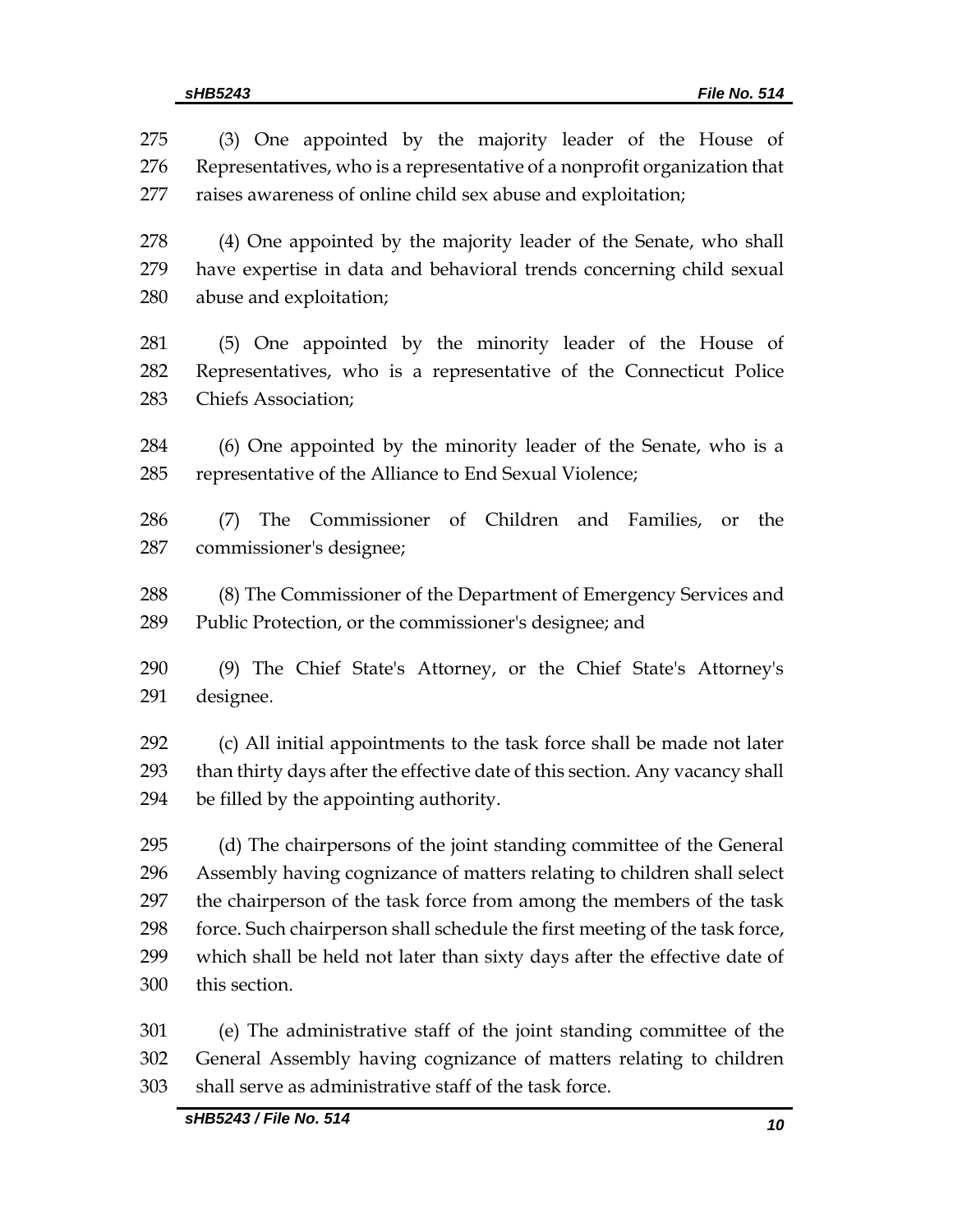(3) One appointed by the majority leader of the House of Representatives, who is a representative of a nonprofit organization that raises awareness of online child sex abuse and exploitation;

(4) One appointed by the majority leader of the Senate, who shall have expertise in data and behavioral trends concerning child sexual abuse and exploitation;

(5) One appointed by the minority leader of the House of Representatives, who is a representative of the Connecticut Police Chiefs Association;

(6) One appointed by the minority leader of the Senate, who is a representative of the Alliance to End Sexual Violence;

(7) The Commissioner of Children and Families, or the commissioner's designee;

(8) The Commissioner of the Department of Emergency Services and Public Protection, or the commissioner's designee; and

(9) The Chief State's Attorney, or the Chief State's Attorney's designee.

(c) All initial appointments to the task force shall be made not later than thirty days after the effective date of this section. Any vacancy shall be filled by the appointing authority.

(d) The chairpersons of the joint standing committee of the General Assembly having cognizance of matters relating to children shall select the chairperson of the task force from among the members of the task force. Such chairperson shall schedule the first meeting of the task force, which shall be held not later than sixty days after the effective date of this section.

(e) The administrative staff of the joint standing committee of the General Assembly having cognizance of matters relating to children shall serve as administrative staff of the task force.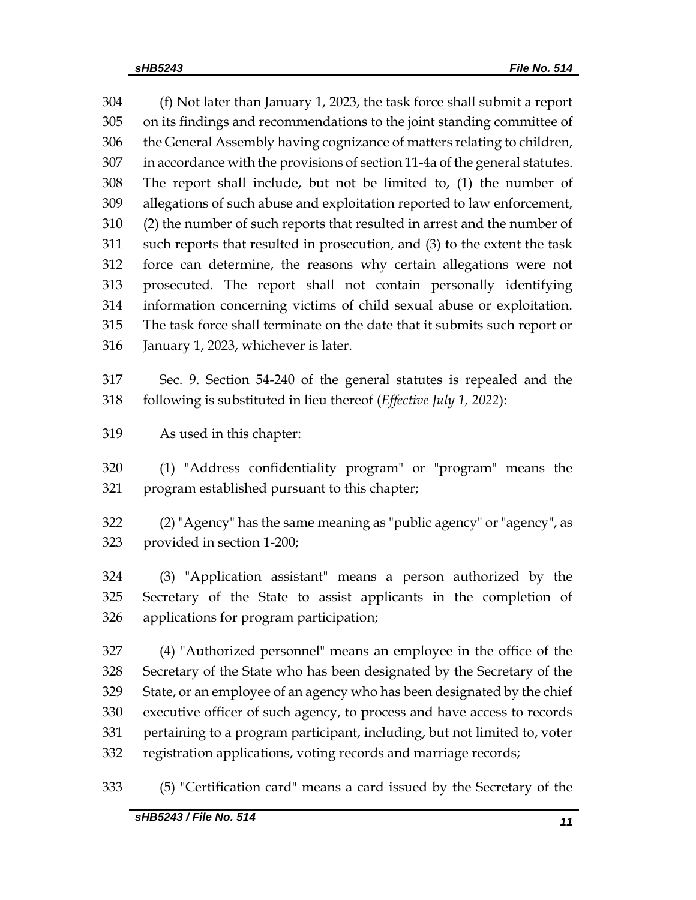(f) Not later than January 1, 2023, the task force shall submit a report on its findings and recommendations to the joint standing committee of the General Assembly having cognizance of matters relating to children, in accordance with the provisions of section 11-4a of the general statutes. The report shall include, but not be limited to, (1) the number of allegations of such abuse and exploitation reported to law enforcement, (2) the number of such reports that resulted in arrest and the number of such reports that resulted in prosecution, and (3) to the extent the task force can determine, the reasons why certain allegations were not prosecuted. The report shall not contain personally identifying information concerning victims of child sexual abuse or exploitation. The task force shall terminate on the date that it submits such report or January 1, 2023, whichever is later.

Sec. 9. Section 54-240 of the general statutes is repealed and the following is substituted in lieu thereof (*Effective July 1, 2022*):

As used in this chapter:

(1) "Address confidentiality program" or "program" means the program established pursuant to this chapter;

(2) "Agency" has the same meaning as "public agency" or "agency", as provided in section 1-200;

(3) "Application assistant" means a person authorized by the Secretary of the State to assist applicants in the completion of applications for program participation;

(4) "Authorized personnel" means an employee in the office of the Secretary of the State who has been designated by the Secretary of the State, or an employee of an agency who has been designated by the chief executive officer of such agency, to process and have access to records pertaining to a program participant, including, but not limited to, voter registration applications, voting records and marriage records;

(5) "Certification card" means a card issued by the Secretary of the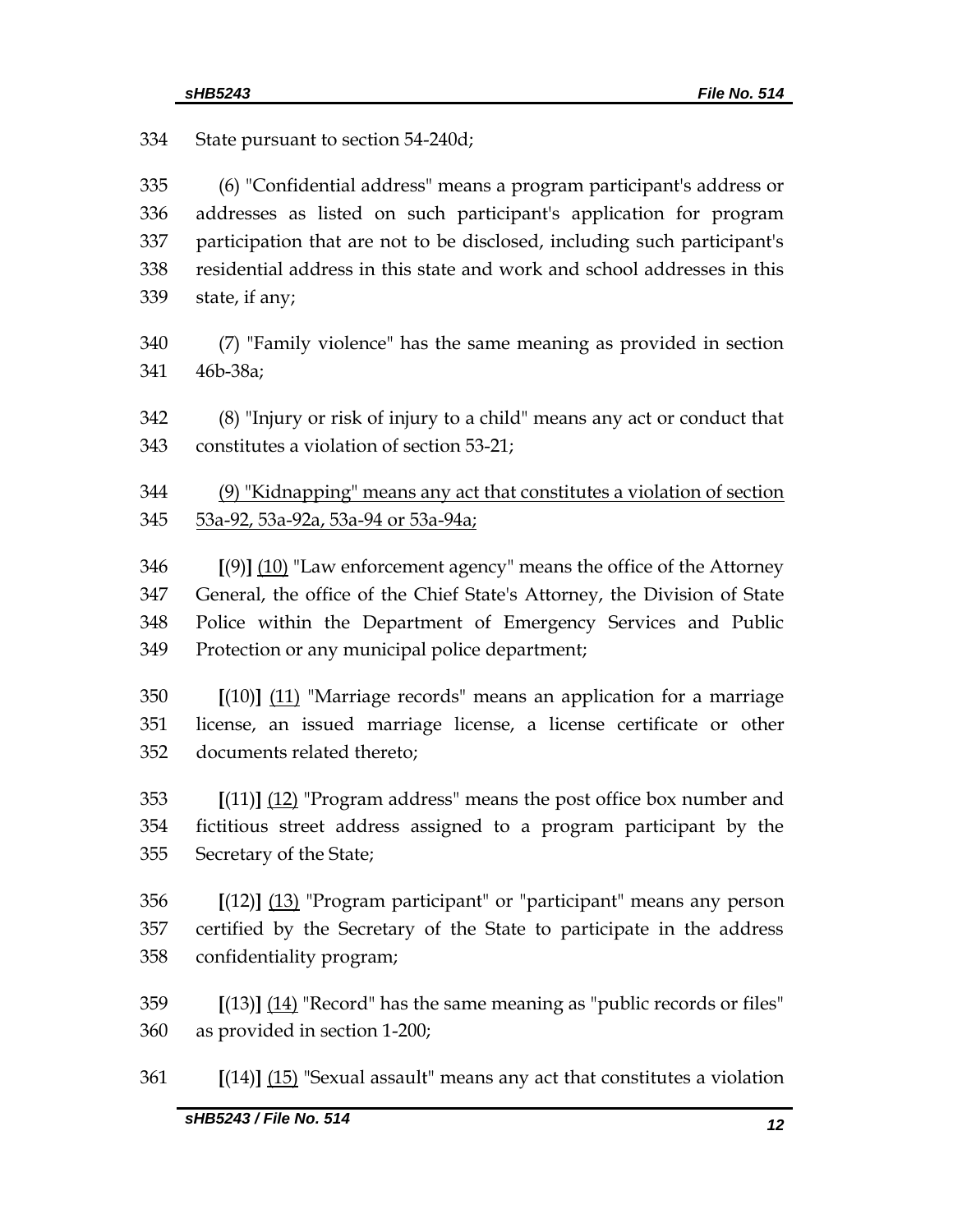334 State pursuant to section 54-240d;

335 (6) "Confidential address" means a program participant's address or
336 addresses as listed on such participant's application for program
337 participation that are not to be disclosed, including such participant's
338 residential address in this state and work and school addresses in this
339 state, if any;

340 (7) "Family violence" has the same meaning as provided in section
341 46b-38a;

342 (8) "Injury or risk of injury to a child" means any act or conduct that
343 constitutes a violation of section 53-21;

344 <u>(9) "Kidnapping" means any act that constitutes a violation of section</u>
345 <u>53a-92, 53a-92a, 53a-94 or 53a-94a;</u>

346 **[**(9)**]** <u>(10)</u> "Law enforcement agency" means the office of the Attorney
347 General, the office of the Chief State's Attorney, the Division of State
348 Police within the Department of Emergency Services and Public
349 Protection or any municipal police department;

350 **[**(10)**]** <u>(11)</u> "Marriage records" means an application for a marriage
351 license, an issued marriage license, a license certificate or other
352 documents related thereto;

353 **[**(11)**]** <u>(12)</u> "Program address" means the post office box number and
354 fictitious street address assigned to a program participant by the
355 Secretary of the State;

356 **[**(12)**]** <u>(13)</u> "Program participant" or "participant" means any person
357 certified by the Secretary of the State to participate in the address
358 confidentiality program;

359 **[**(13)**]** <u>(14)</u> "Record" has the same meaning as "public records or files"
360 as provided in section 1-200;

361 **[**(14)**]** <u>(15)</u> "Sexual assault" means any act that constitutes a violation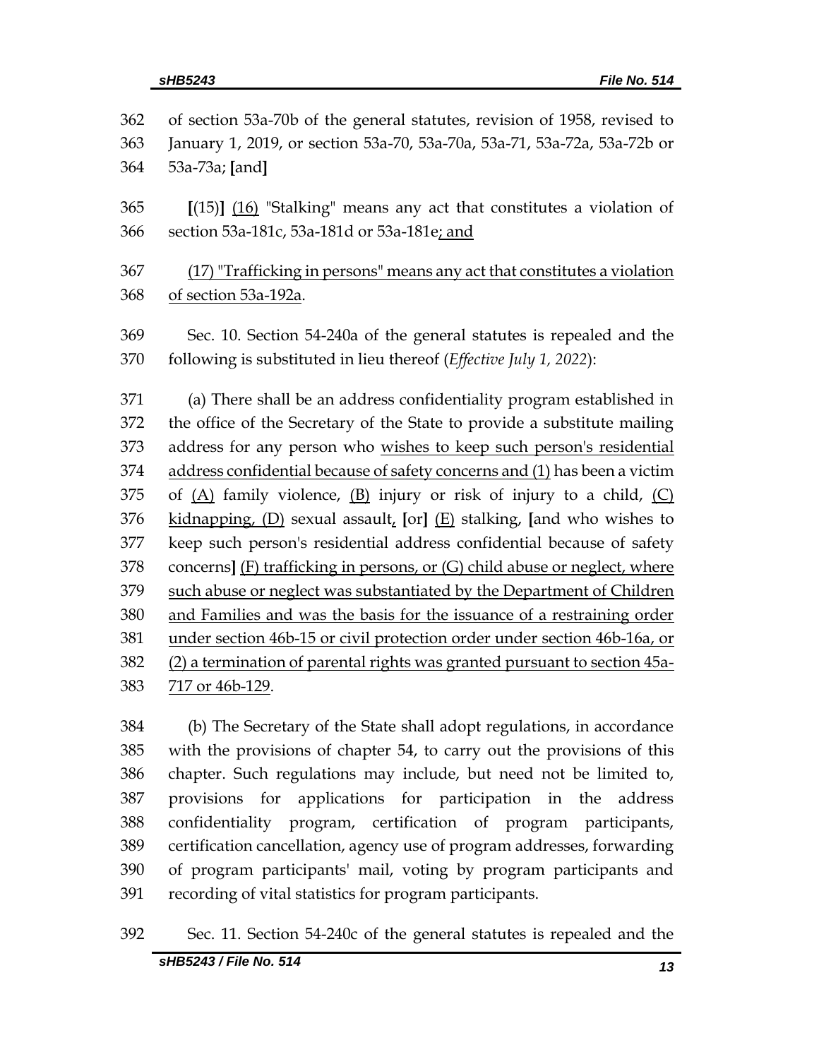362 of section 53a-70b of the general statutes, revision of 1958, revised to
363 January 1, 2019, or section 53a-70, 53a-70a, 53a-71, 53a-72a, 53a-72b or
364 53a-73a; [and]

365 [(15)] (16) "Stalking" means any act that constitutes a violation of
366 section 53a-181c, 53a-181d or 53a-181e; and

367 (17) "Trafficking in persons" means any act that constitutes a violation
368 of section 53a-192a.

369 Sec. 10. Section 54-240a of the general statutes is repealed and the
370 following is substituted in lieu thereof (*Effective July 1, 2022*):

371 (a) There shall be an address confidentiality program established in
372 the office of the Secretary of the State to provide a substitute mailing
373 address for any person who wishes to keep such person's residential
374 address confidential because of safety concerns and (1) has been a victim
375 of (A) family violence, (B) injury or risk of injury to a child, (C)
376 kidnapping, (D) sexual assault, [or] (E) stalking, [and who wishes to
377 keep such person's residential address confidential because of safety
378 concerns] (F) trafficking in persons, or (G) child abuse or neglect, where
379 such abuse or neglect was substantiated by the Department of Children
380 and Families and was the basis for the issuance of a restraining order
381 under section 46b-15 or civil protection order under section 46b-16a, or
382 (2) a termination of parental rights was granted pursuant to section 45a-
383 717 or 46b-129.

384 (b) The Secretary of the State shall adopt regulations, in accordance
385 with the provisions of chapter 54, to carry out the provisions of this
386 chapter. Such regulations may include, but need not be limited to,
387 provisions for applications for participation in the address
388 confidentiality program, certification of program participants,
389 certification cancellation, agency use of program addresses, forwarding
390 of program participants' mail, voting by program participants and
391 recording of vital statistics for program participants.

392 Sec. 11. Section 54-240c of the general statutes is repealed and the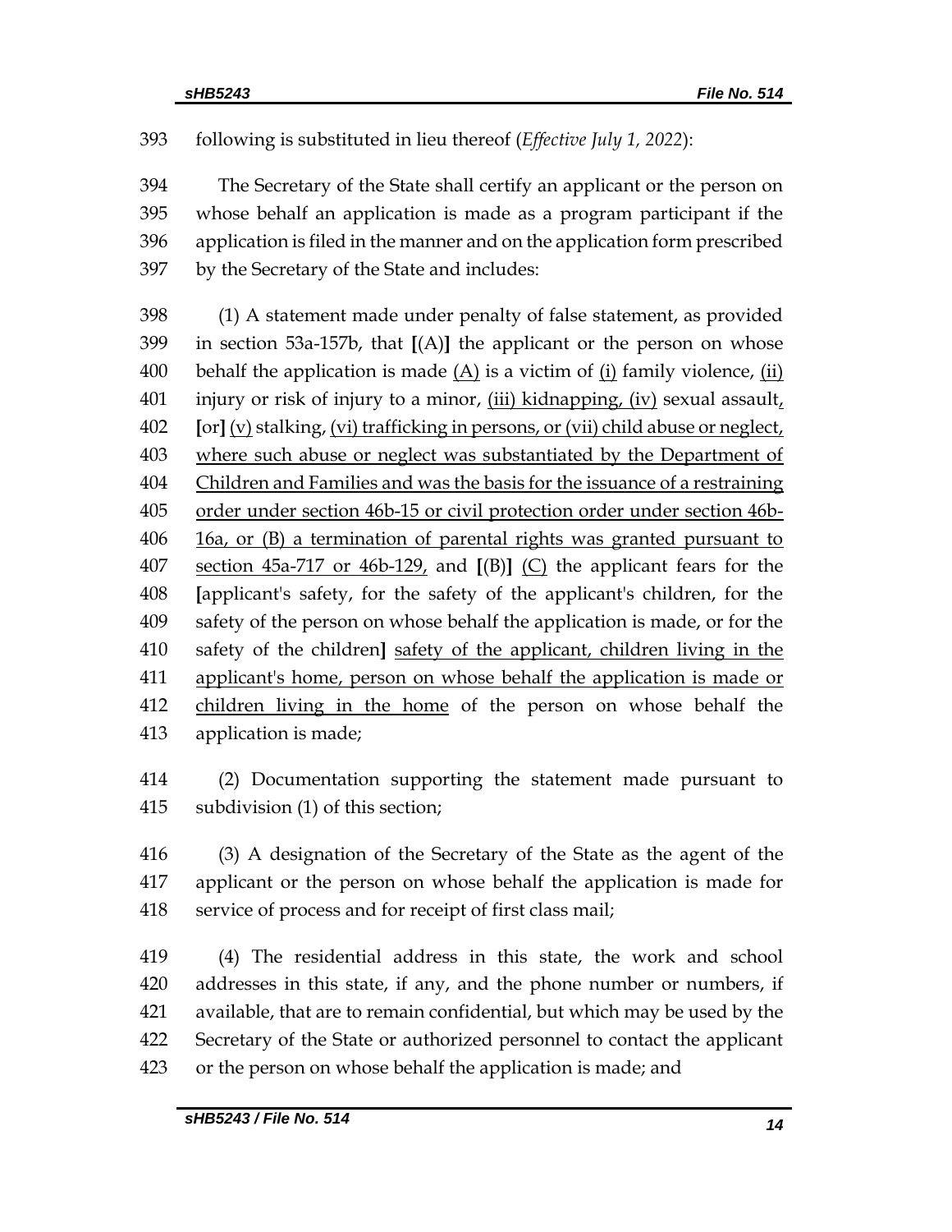following is substituted in lieu thereof (*Effective July 1, 2022*):

The Secretary of the State shall certify an applicant or the person on whose behalf an application is made as a program participant if the application is filed in the manner and on the application form prescribed by the Secretary of the State and includes:

(1) A statement made under penalty of false statement, as provided in section 53a-157b, that [(A)] the applicant or the person on whose behalf the application is made <u>(A)</u> is a victim of <u>(i)</u> family violence, <u>(ii)</u> injury or risk of injury to a minor, <u>(iii) kidnapping, (iv)</u> sexual assault<u>,</u> [or] <u>(v)</u> stalking, <u>(vi) trafficking in persons, or (vii) child abuse or neglect, where such abuse or neglect was substantiated by the Department of Children and Families and was the basis for the issuance of a restraining order under section 46b-15 or civil protection order under section 46b-16a, or (B) a termination of parental rights was granted pursuant to section 45a-717 or 46b-129,</u> and [(B)] <u>(C)</u> the applicant fears for the [applicant's safety, for the safety of the applicant's children, for the safety of the person on whose behalf the application is made, or for the safety of the children] <u>safety of the applicant, children living in the applicant's home, person on whose behalf the application is made or children living in the home</u> of the person on whose behalf the application is made;

(2) Documentation supporting the statement made pursuant to subdivision (1) of this section;

(3) A designation of the Secretary of the State as the agent of the applicant or the person on whose behalf the application is made for service of process and for receipt of first class mail;

(4) The residential address in this state, the work and school addresses in this state, if any, and the phone number or numbers, if available, that are to remain confidential, but which may be used by the Secretary of the State or authorized personnel to contact the applicant or the person on whose behalf the application is made; and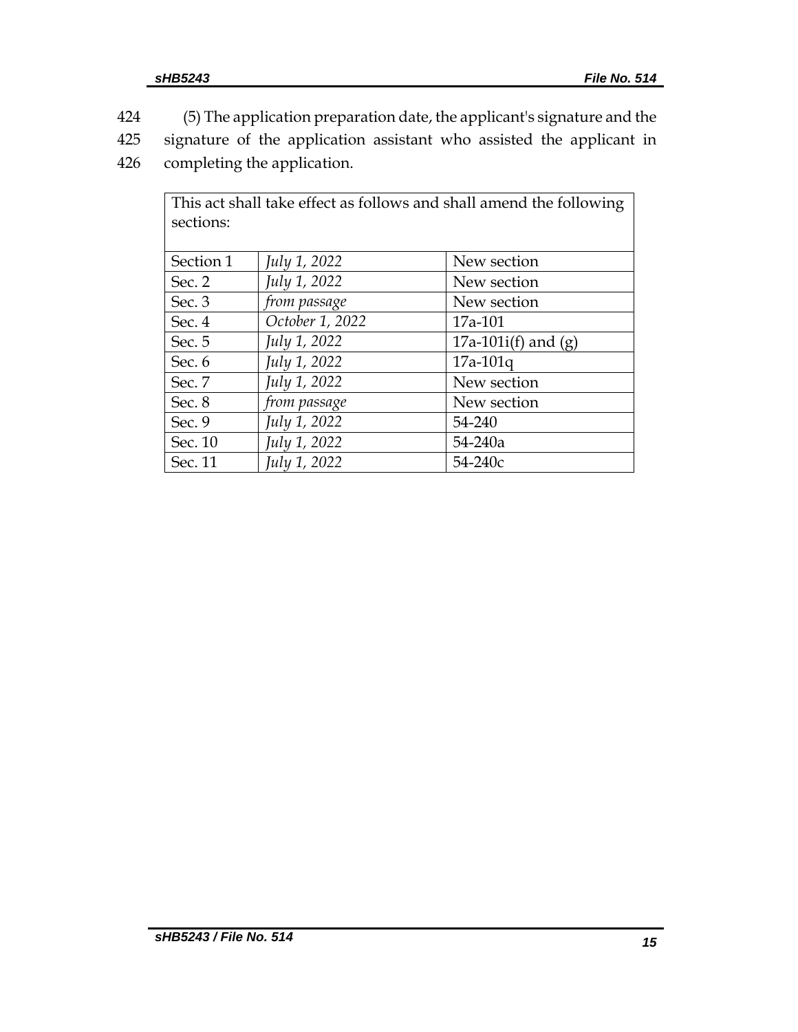424 (5) The application preparation date, the applicant's signature and the
425 signature of the application assistant who assisted the applicant in
426 completing the application.

| This act shall take effect as follows and shall amend the following sections: | | |
|---|---|---|
| Section 1 | *July 1, 2022* | New section |
| Sec. 2 | *July 1, 2022* | New section |
| Sec. 3 | *from passage* | New section |
| Sec. 4 | *October 1, 2022* | 17a-101 |
| Sec. 5 | *July 1, 2022* | 17a-101i(f) and (g) |
| Sec. 6 | *July 1, 2022* | 17a-101q |
| Sec. 7 | *July 1, 2022* | New section |
| Sec. 8 | *from passage* | New section |
| Sec. 9 | *July 1, 2022* | 54-240 |
| Sec. 10 | *July 1, 2022* | 54-240a |
| Sec. 11 | *July 1, 2022* | 54-240c |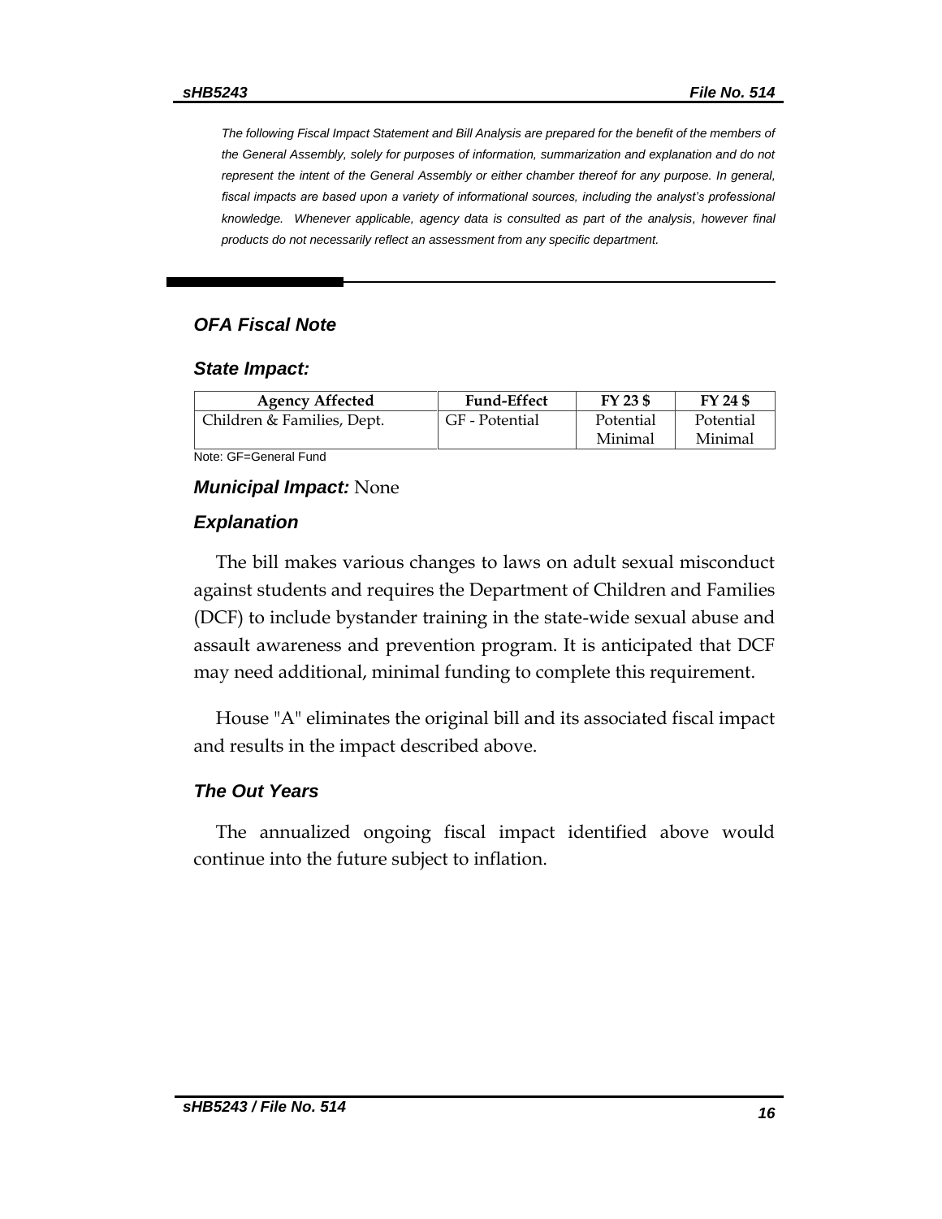*The following Fiscal Impact Statement and Bill Analysis are prepared for the benefit of the members of the General Assembly, solely for purposes of information, summarization and explanation and do not represent the intent of the General Assembly or either chamber thereof for any purpose. In general, fiscal impacts are based upon a variety of informational sources, including the analyst's professional knowledge. Whenever applicable, agency data is consulted as part of the analysis, however final products do not necessarily reflect an assessment from any specific department.*

## *OFA Fiscal Note*

### *State Impact:*

| Agency Affected | Fund-Effect | FY 23 $ | FY 24 $ |
|---|---|---|---|
| Children & Families, Dept. | GF - Potential | Potential Minimal | Potential Minimal |

Note: GF=General Fund

***Municipal Impact:*** None

### *Explanation*

The bill makes various changes to laws on adult sexual misconduct against students and requires the Department of Children and Families (DCF) to include bystander training in the state-wide sexual abuse and assault awareness and prevention program. It is anticipated that DCF may need additional, minimal funding to complete this requirement.

House "A" eliminates the original bill and its associated fiscal impact and results in the impact described above.

### *The Out Years*

The annualized ongoing fiscal impact identified above would continue into the future subject to inflation.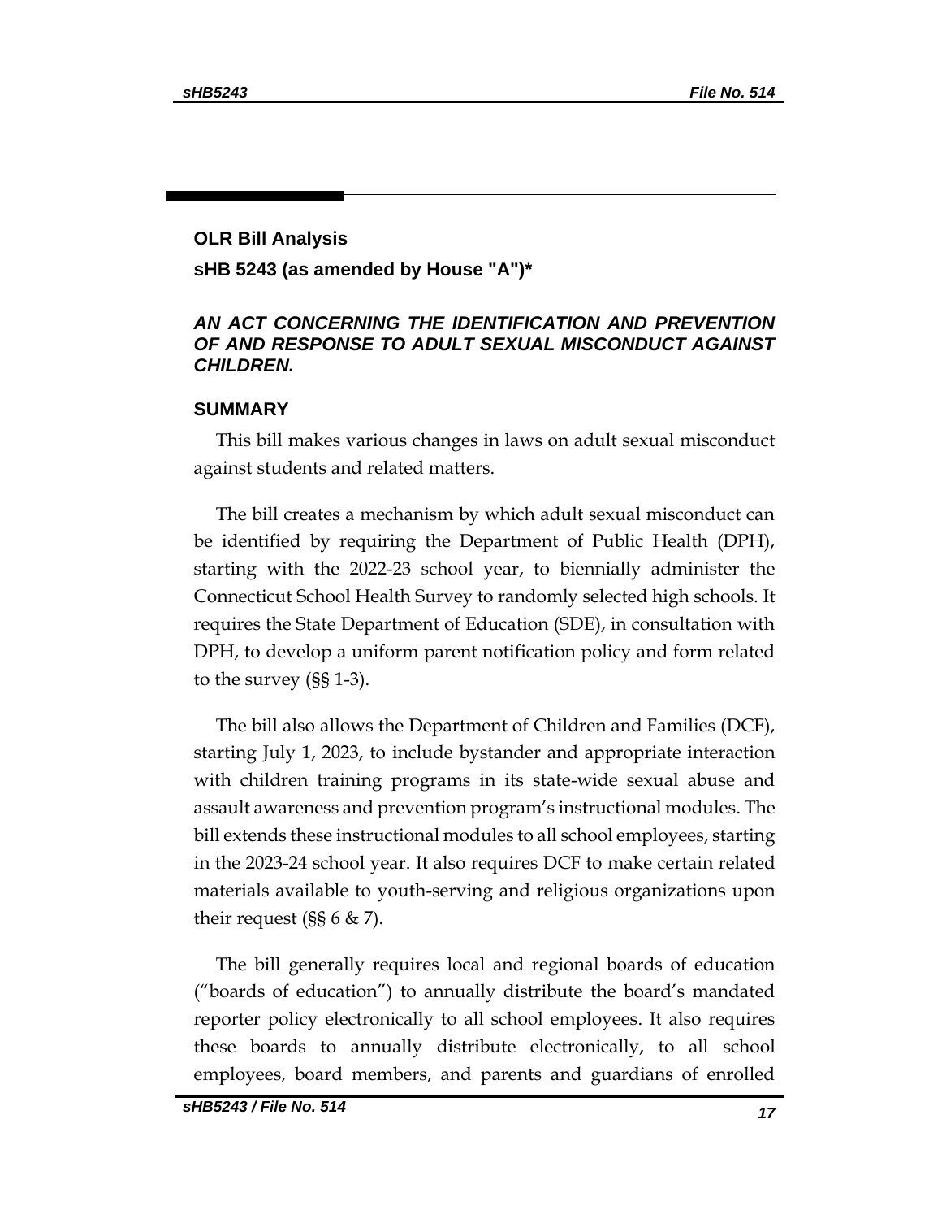## OLR Bill Analysis

### sHB 5243 (as amended by House "A")*

***AN ACT CONCERNING THE IDENTIFICATION AND PREVENTION OF AND RESPONSE TO ADULT SEXUAL MISCONDUCT AGAINST CHILDREN.***

### SUMMARY

This bill makes various changes in laws on adult sexual misconduct against students and related matters.

The bill creates a mechanism by which adult sexual misconduct can be identified by requiring the Department of Public Health (DPH), starting with the 2022-23 school year, to biennially administer the Connecticut School Health Survey to randomly selected high schools. It requires the State Department of Education (SDE), in consultation with DPH, to develop a uniform parent notification policy and form related to the survey (§§ 1-3).

The bill also allows the Department of Children and Families (DCF), starting July 1, 2023, to include bystander and appropriate interaction with children training programs in its state-wide sexual abuse and assault awareness and prevention program's instructional modules. The bill extends these instructional modules to all school employees, starting in the 2023-24 school year. It also requires DCF to make certain related materials available to youth-serving and religious organizations upon their request (§§ 6 & 7).

The bill generally requires local and regional boards of education ("boards of education") to annually distribute the board's mandated reporter policy electronically to all school employees. It also requires these boards to annually distribute electronically, to all school employees, board members, and parents and guardians of enrolled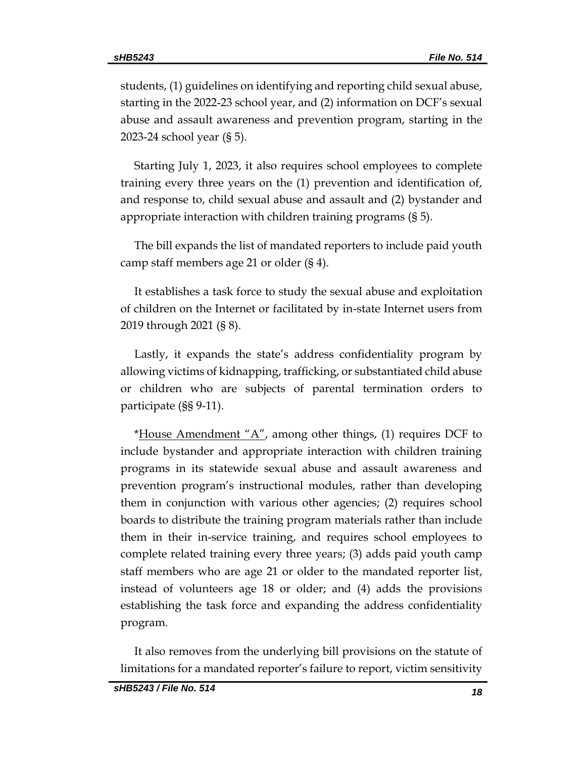students, (1) guidelines on identifying and reporting child sexual abuse, starting in the 2022-23 school year, and (2) information on DCF's sexual abuse and assault awareness and prevention program, starting in the 2023-24 school year (§ 5).

Starting July 1, 2023, it also requires school employees to complete training every three years on the (1) prevention and identification of, and response to, child sexual abuse and assault and (2) bystander and appropriate interaction with children training programs (§ 5).

The bill expands the list of mandated reporters to include paid youth camp staff members age 21 or older (§ 4).

It establishes a task force to study the sexual abuse and exploitation of children on the Internet or facilitated by in-state Internet users from 2019 through 2021 (§ 8).

Lastly, it expands the state's address confidentiality program by allowing victims of kidnapping, trafficking, or substantiated child abuse or children who are subjects of parental termination orders to participate (§§ 9-11).

*<u>House Amendment "A"</u>, among other things, (1) requires DCF to include bystander and appropriate interaction with children training programs in its statewide sexual abuse and assault awareness and prevention program's instructional modules, rather than developing them in conjunction with various other agencies; (2) requires school boards to distribute the training program materials rather than include them in their in-service training, and requires school employees to complete related training every three years; (3) adds paid youth camp staff members who are age 21 or older to the mandated reporter list, instead of volunteers age 18 or older; and (4) adds the provisions establishing the task force and expanding the address confidentiality program.

It also removes from the underlying bill provisions on the statute of limitations for a mandated reporter's failure to report, victim sensitivity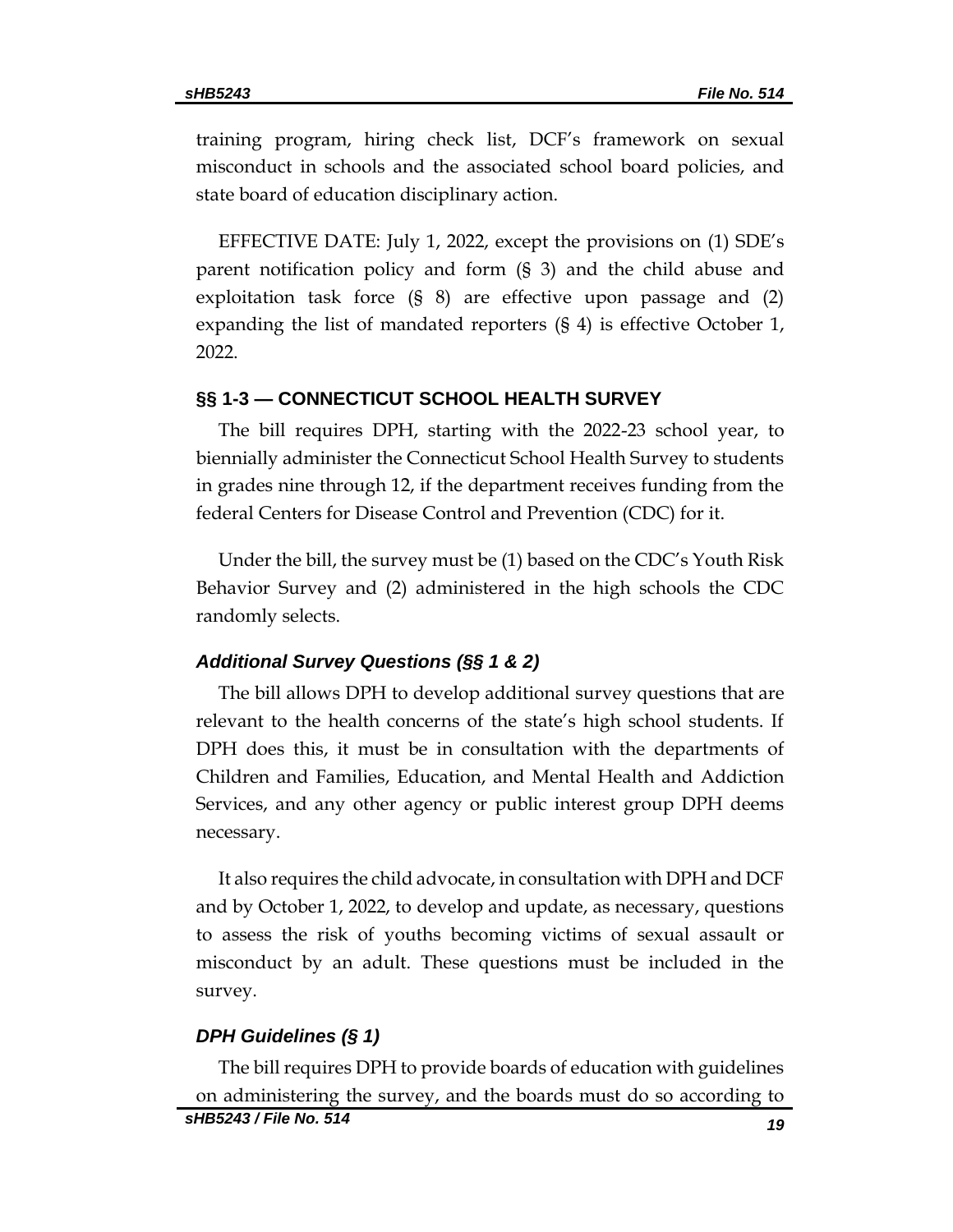training program, hiring check list, DCF's framework on sexual misconduct in schools and the associated school board policies, and state board of education disciplinary action.

EFFECTIVE DATE: July 1, 2022, except the provisions on (1) SDE's parent notification policy and form (§ 3) and the child abuse and exploitation task force (§ 8) are effective upon passage and (2) expanding the list of mandated reporters (§ 4) is effective October 1, 2022.

## §§ 1-3 — CONNECTICUT SCHOOL HEALTH SURVEY

The bill requires DPH, starting with the 2022-23 school year, to biennially administer the Connecticut School Health Survey to students in grades nine through 12, if the department receives funding from the federal Centers for Disease Control and Prevention (CDC) for it.

Under the bill, the survey must be (1) based on the CDC's Youth Risk Behavior Survey and (2) administered in the high schools the CDC randomly selects.

### *Additional Survey Questions (§§ 1 & 2)*

The bill allows DPH to develop additional survey questions that are relevant to the health concerns of the state's high school students. If DPH does this, it must be in consultation with the departments of Children and Families, Education, and Mental Health and Addiction Services, and any other agency or public interest group DPH deems necessary.

It also requires the child advocate, in consultation with DPH and DCF and by October 1, 2022, to develop and update, as necessary, questions to assess the risk of youths becoming victims of sexual assault or misconduct by an adult. These questions must be included in the survey.

### *DPH Guidelines (§ 1)*

The bill requires DPH to provide boards of education with guidelines on administering the survey, and the boards must do so according to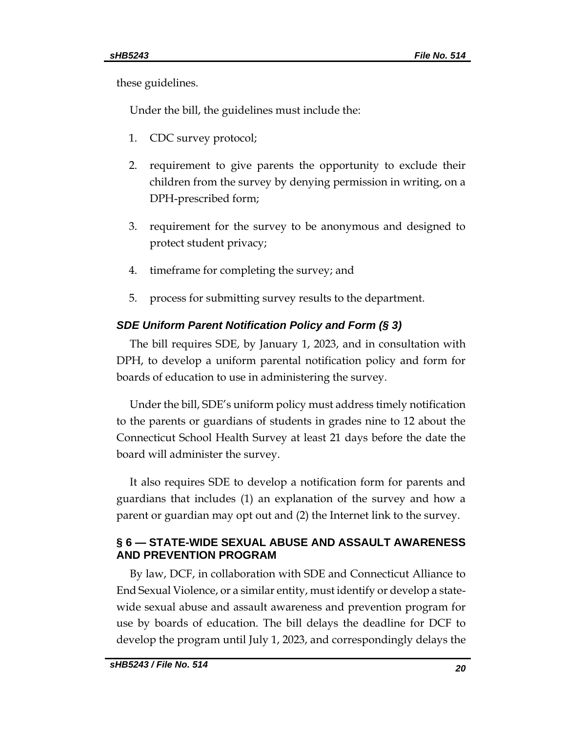these guidelines.

Under the bill, the guidelines must include the:

1. CDC survey protocol;
2. requirement to give parents the opportunity to exclude their children from the survey by denying permission in writing, on a DPH-prescribed form;
3. requirement for the survey to be anonymous and designed to protect student privacy;
4. timeframe for completing the survey; and
5. process for submitting survey results to the department.

### *SDE Uniform Parent Notification Policy and Form (§ 3)*

The bill requires SDE, by January 1, 2023, and in consultation with DPH, to develop a uniform parental notification policy and form for boards of education to use in administering the survey.

Under the bill, SDE's uniform policy must address timely notification to the parents or guardians of students in grades nine to 12 about the Connecticut School Health Survey at least 21 days before the date the board will administer the survey.

It also requires SDE to develop a notification form for parents and guardians that includes (1) an explanation of the survey and how a parent or guardian may opt out and (2) the Internet link to the survey.

## § 6 — STATE-WIDE SEXUAL ABUSE AND ASSAULT AWARENESS AND PREVENTION PROGRAM

By law, DCF, in collaboration with SDE and Connecticut Alliance to End Sexual Violence, or a similar entity, must identify or develop a state-wide sexual abuse and assault awareness and prevention program for use by boards of education. The bill delays the deadline for DCF to develop the program until July 1, 2023, and correspondingly delays the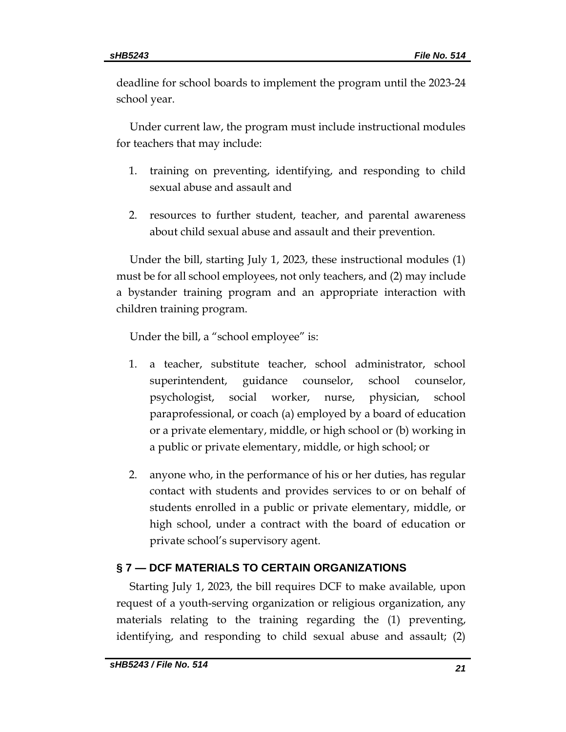deadline for school boards to implement the program until the 2023-24 school year.

Under current law, the program must include instructional modules for teachers that may include:

1. training on preventing, identifying, and responding to child sexual abuse and assault and

2. resources to further student, teacher, and parental awareness about child sexual abuse and assault and their prevention.

Under the bill, starting July 1, 2023, these instructional modules (1) must be for all school employees, not only teachers, and (2) may include a bystander training program and an appropriate interaction with children training program.

Under the bill, a "school employee" is:

1. a teacher, substitute teacher, school administrator, school superintendent, guidance counselor, school counselor, psychologist, social worker, nurse, physician, school paraprofessional, or coach (a) employed by a board of education or a private elementary, middle, or high school or (b) working in a public or private elementary, middle, or high school; or

2. anyone who, in the performance of his or her duties, has regular contact with students and provides services to or on behalf of students enrolled in a public or private elementary, middle, or high school, under a contract with the board of education or private school's supervisory agent.

## § 7 — DCF MATERIALS TO CERTAIN ORGANIZATIONS

Starting July 1, 2023, the bill requires DCF to make available, upon request of a youth-serving organization or religious organization, any materials relating to the training regarding the (1) preventing, identifying, and responding to child sexual abuse and assault; (2)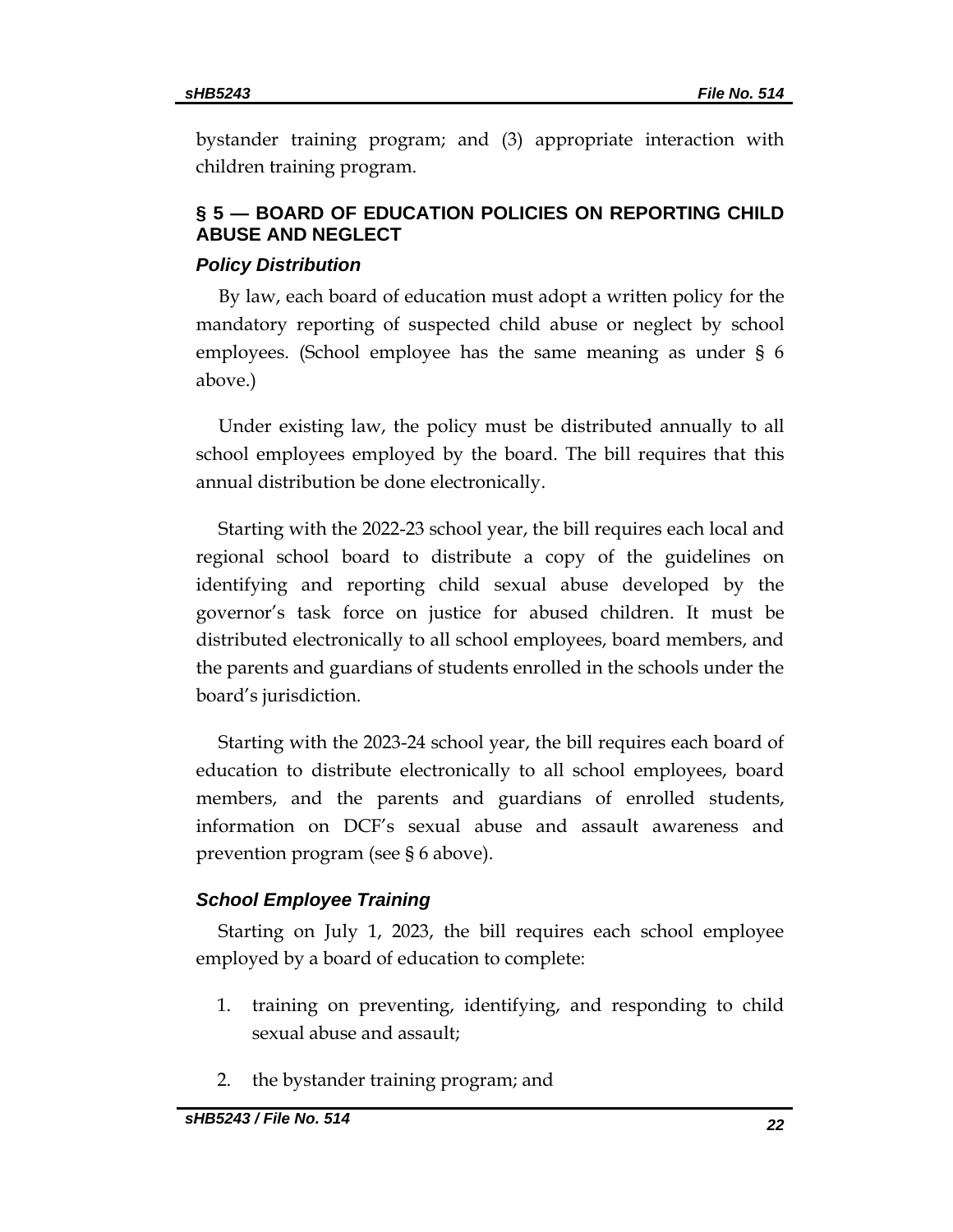bystander training program; and (3) appropriate interaction with children training program.

## § 5 — BOARD OF EDUCATION POLICIES ON REPORTING CHILD ABUSE AND NEGLECT

### *Policy Distribution*

By law, each board of education must adopt a written policy for the mandatory reporting of suspected child abuse or neglect by school employees. (School employee has the same meaning as under § 6 above.)

Under existing law, the policy must be distributed annually to all school employees employed by the board. The bill requires that this annual distribution be done electronically.

Starting with the 2022-23 school year, the bill requires each local and regional school board to distribute a copy of the guidelines on identifying and reporting child sexual abuse developed by the governor's task force on justice for abused children. It must be distributed electronically to all school employees, board members, and the parents and guardians of students enrolled in the schools under the board's jurisdiction.

Starting with the 2023-24 school year, the bill requires each board of education to distribute electronically to all school employees, board members, and the parents and guardians of enrolled students, information on DCF's sexual abuse and assault awareness and prevention program (see § 6 above).

### *School Employee Training*

Starting on July 1, 2023, the bill requires each school employee employed by a board of education to complete:

1. training on preventing, identifying, and responding to child sexual abuse and assault;
2. the bystander training program; and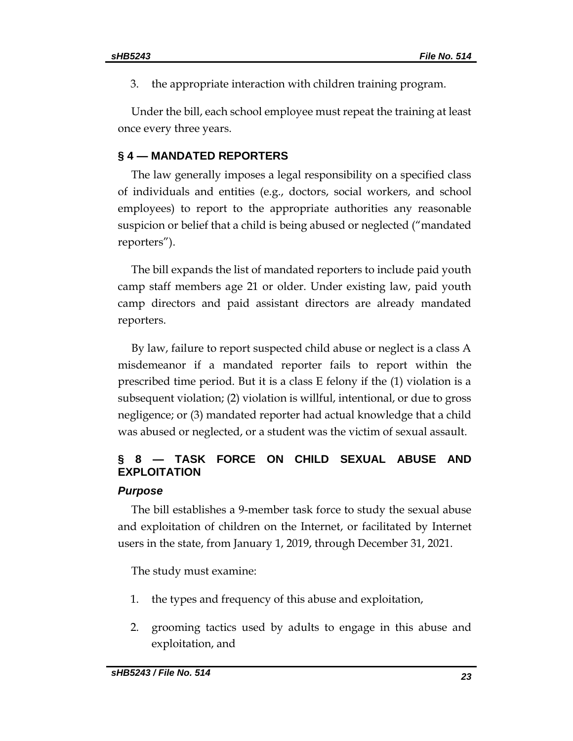3. the appropriate interaction with children training program.

Under the bill, each school employee must repeat the training at least once every three years.

## § 4 — MANDATED REPORTERS

The law generally imposes a legal responsibility on a specified class of individuals and entities (e.g., doctors, social workers, and school employees) to report to the appropriate authorities any reasonable suspicion or belief that a child is being abused or neglected ("mandated reporters").

The bill expands the list of mandated reporters to include paid youth camp staff members age 21 or older. Under existing law, paid youth camp directors and paid assistant directors are already mandated reporters.

By law, failure to report suspected child abuse or neglect is a class A misdemeanor if a mandated reporter fails to report within the prescribed time period. But it is a class E felony if the (1) violation is a subsequent violation; (2) violation is willful, intentional, or due to gross negligence; or (3) mandated reporter had actual knowledge that a child was abused or neglected, or a student was the victim of sexual assault.

## § 8 — TASK FORCE ON CHILD SEXUAL ABUSE AND EXPLOITATION

### *Purpose*

The bill establishes a 9-member task force to study the sexual abuse and exploitation of children on the Internet, or facilitated by Internet users in the state, from January 1, 2019, through December 31, 2021.

The study must examine:

1. the types and frequency of this abuse and exploitation,
2. grooming tactics used by adults to engage in this abuse and exploitation, and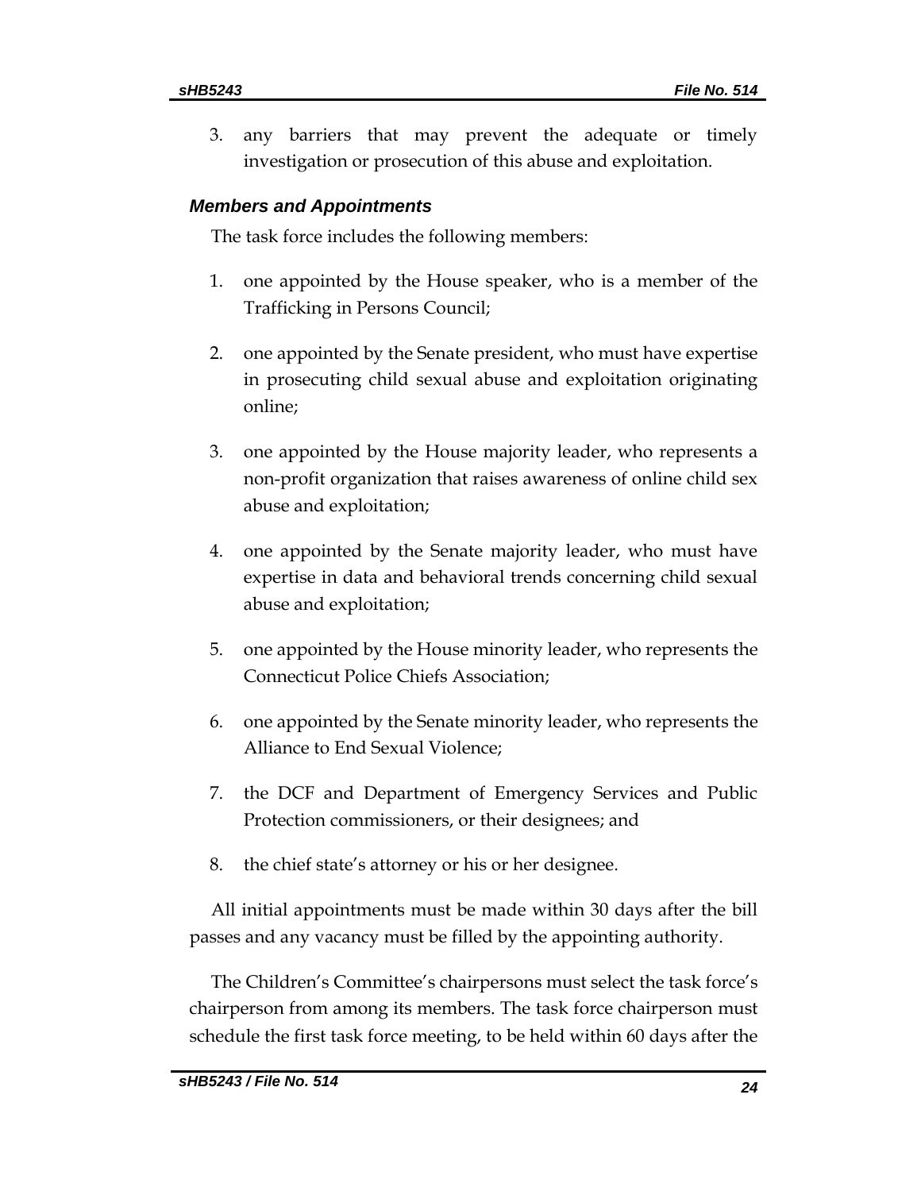3. any barriers that may prevent the adequate or timely investigation or prosecution of this abuse and exploitation.

### *Members and Appointments*

The task force includes the following members:

1. one appointed by the House speaker, who is a member of the Trafficking in Persons Council;
2. one appointed by the Senate president, who must have expertise in prosecuting child sexual abuse and exploitation originating online;
3. one appointed by the House majority leader, who represents a non-profit organization that raises awareness of online child sex abuse and exploitation;
4. one appointed by the Senate majority leader, who must have expertise in data and behavioral trends concerning child sexual abuse and exploitation;
5. one appointed by the House minority leader, who represents the Connecticut Police Chiefs Association;
6. one appointed by the Senate minority leader, who represents the Alliance to End Sexual Violence;
7. the DCF and Department of Emergency Services and Public Protection commissioners, or their designees; and
8. the chief state's attorney or his or her designee.

All initial appointments must be made within 30 days after the bill passes and any vacancy must be filled by the appointing authority.

The Children's Committee's chairpersons must select the task force's chairperson from among its members. The task force chairperson must schedule the first task force meeting, to be held within 60 days after the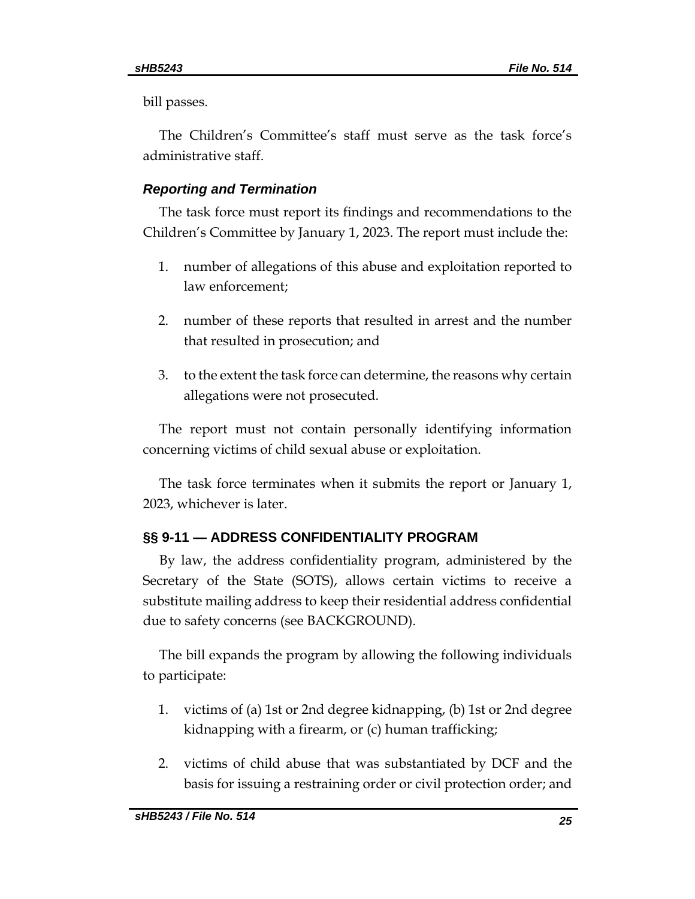bill passes.

The Children's Committee's staff must serve as the task force's administrative staff.

### *Reporting and Termination*

The task force must report its findings and recommendations to the Children's Committee by January 1, 2023. The report must include the:

1. number of allegations of this abuse and exploitation reported to law enforcement;
2. number of these reports that resulted in arrest and the number that resulted in prosecution; and
3. to the extent the task force can determine, the reasons why certain allegations were not prosecuted.

The report must not contain personally identifying information concerning victims of child sexual abuse or exploitation.

The task force terminates when it submits the report or January 1, 2023, whichever is later.

## §§ 9-11 — ADDRESS CONFIDENTIALITY PROGRAM

By law, the address confidentiality program, administered by the Secretary of the State (SOTS), allows certain victims to receive a substitute mailing address to keep their residential address confidential due to safety concerns (see BACKGROUND).

The bill expands the program by allowing the following individuals to participate:

1. victims of (a) 1st or 2nd degree kidnapping, (b) 1st or 2nd degree kidnapping with a firearm, or (c) human trafficking;
2. victims of child abuse that was substantiated by DCF and the basis for issuing a restraining order or civil protection order; and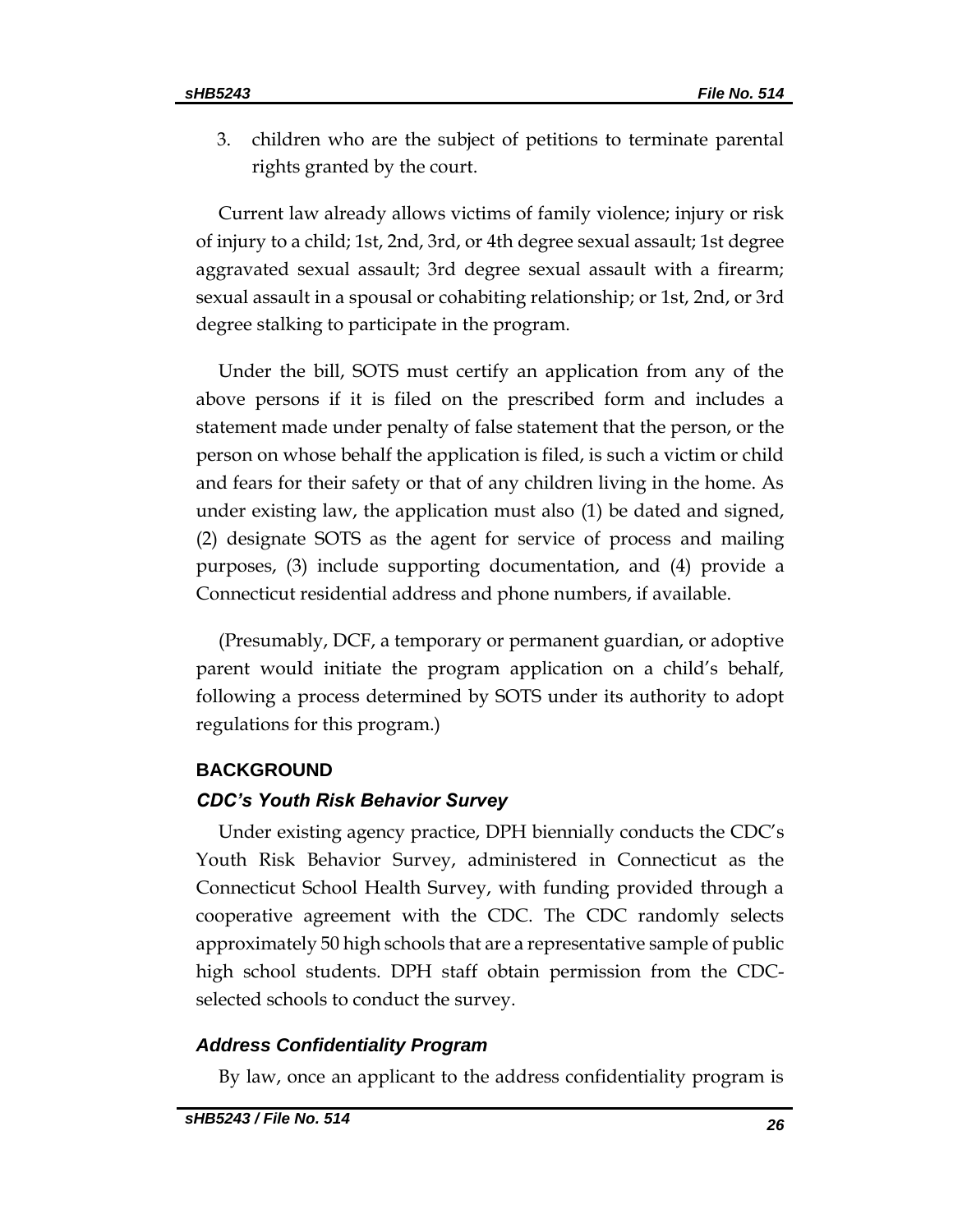3. children who are the subject of petitions to terminate parental rights granted by the court.

Current law already allows victims of family violence; injury or risk of injury to a child; 1st, 2nd, 3rd, or 4th degree sexual assault; 1st degree aggravated sexual assault; 3rd degree sexual assault with a firearm; sexual assault in a spousal or cohabiting relationship; or 1st, 2nd, or 3rd degree stalking to participate in the program.

Under the bill, SOTS must certify an application from any of the above persons if it is filed on the prescribed form and includes a statement made under penalty of false statement that the person, or the person on whose behalf the application is filed, is such a victim or child and fears for their safety or that of any children living in the home. As under existing law, the application must also (1) be dated and signed, (2) designate SOTS as the agent for service of process and mailing purposes, (3) include supporting documentation, and (4) provide a Connecticut residential address and phone numbers, if available.

(Presumably, DCF, a temporary or permanent guardian, or adoptive parent would initiate the program application on a child's behalf, following a process determined by SOTS under its authority to adopt regulations for this program.)

## BACKGROUND

### *CDC's Youth Risk Behavior Survey*

Under existing agency practice, DPH biennially conducts the CDC's Youth Risk Behavior Survey, administered in Connecticut as the Connecticut School Health Survey, with funding provided through a cooperative agreement with the CDC. The CDC randomly selects approximately 50 high schools that are a representative sample of public high school students. DPH staff obtain permission from the CDC-selected schools to conduct the survey.

### *Address Confidentiality Program*

By law, once an applicant to the address confidentiality program is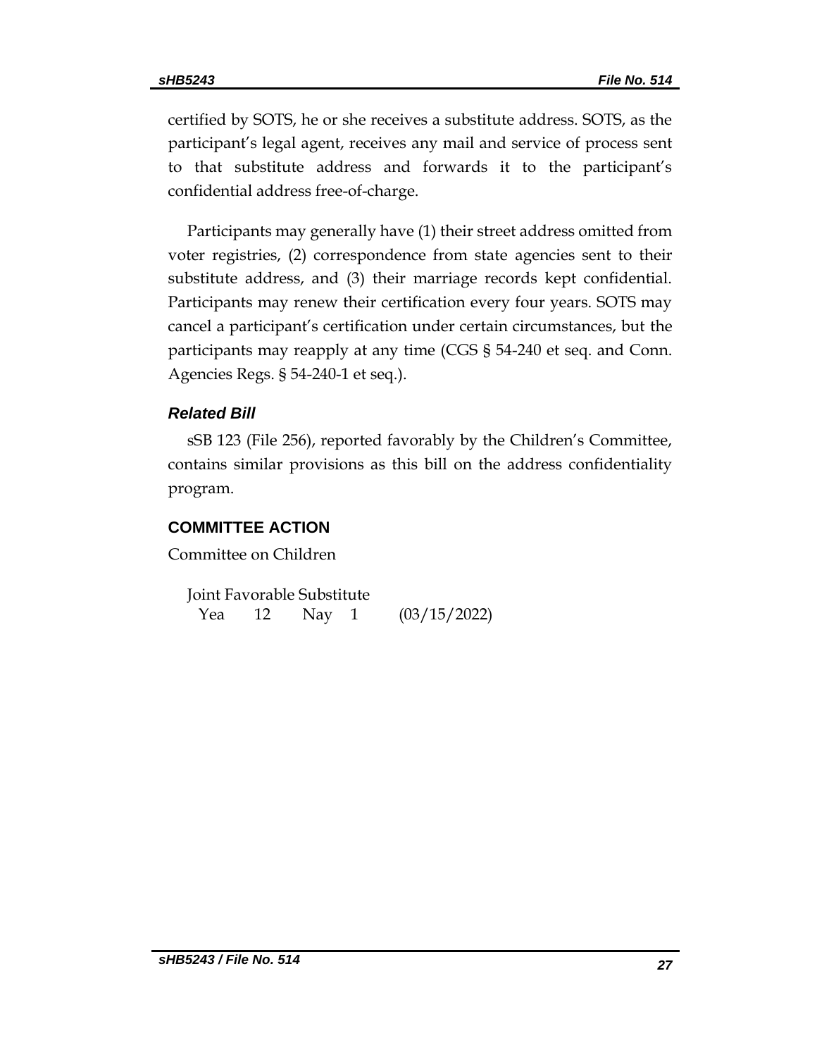certified by SOTS, he or she receives a substitute address. SOTS, as the participant's legal agent, receives any mail and service of process sent to that substitute address and forwards it to the participant's confidential address free-of-charge.

Participants may generally have (1) their street address omitted from voter registries, (2) correspondence from state agencies sent to their substitute address, and (3) their marriage records kept confidential. Participants may renew their certification every four years. SOTS may cancel a participant's certification under certain circumstances, but the participants may reapply at any time (CGS § 54-240 et seq. and Conn. Agencies Regs. § 54-240-1 et seq.).

### *Related Bill*

sSB 123 (File 256), reported favorably by the Children's Committee, contains similar provisions as this bill on the address confidentiality program.

## COMMITTEE ACTION

Committee on Children

Joint Favorable Substitute
Yea 12 Nay 1 (03/15/2022)